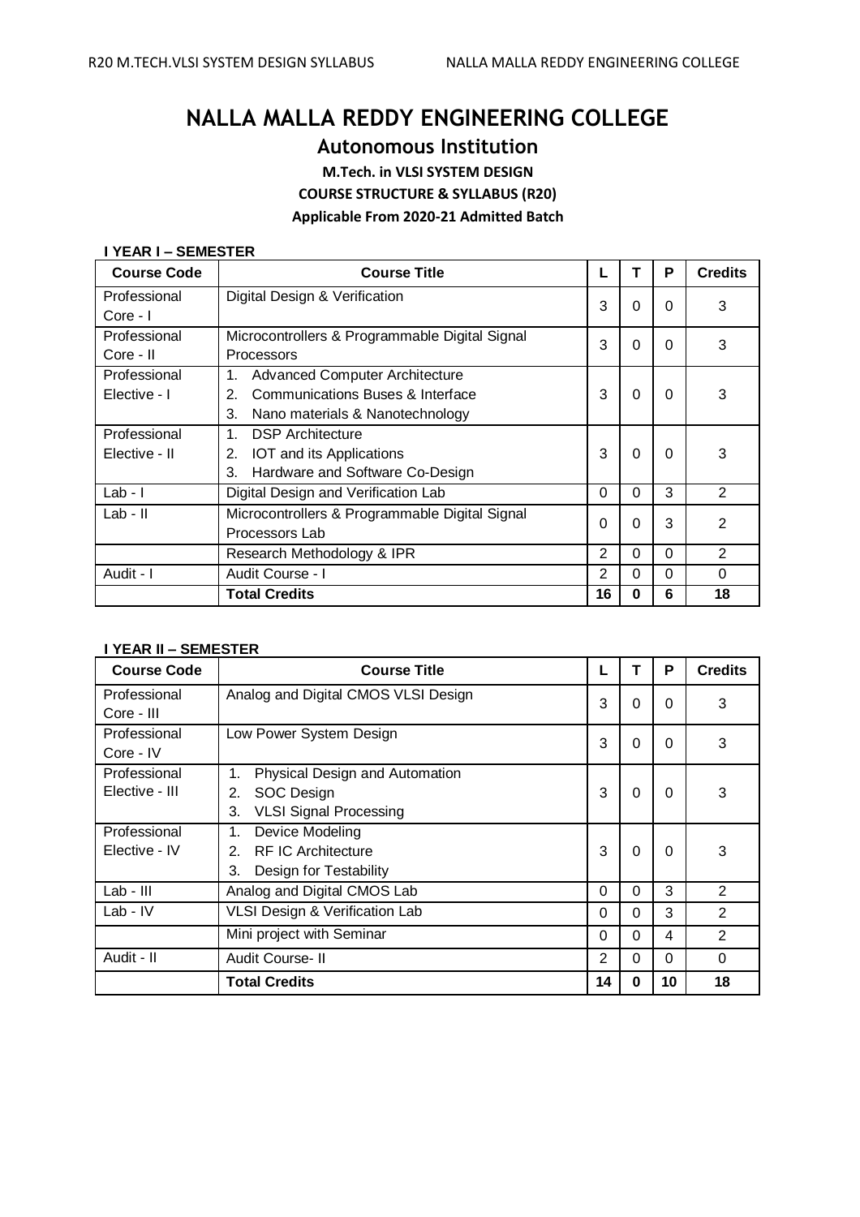# NALLA MALLA REDDY ENGINEERING COLLEGE

## Autonomous Institution

### M.Tech. in VLSI SYSTEM DESIGN

### COURSE STRUCTURE & SYLLABUS (R20)

### Applicable From 2020-21 Admitted Batch

**I YEAR I – SEMESTER**

| Course Code | Course Title | L | T | P | Credits |
|---|---|---|---|---|---|
| Professional Core - I | Digital Design & Verification | 3 | 0 | 0 | 3 |
| Professional Core - II | Microcontrollers & Programmable Digital Signal Processors | 3 | 0 | 0 | 3 |
| Professional Elective - I | 1. Advanced Computer Architecture<br>2. Communications Buses & Interface<br>3. Nano materials & Nanotechnology | 3 | 0 | 0 | 3 |
| Professional Elective - II | 1. DSP Architecture<br>2. IOT and its Applications<br>3. Hardware and Software Co-Design | 3 | 0 | 0 | 3 |
| Lab - I | Digital Design and Verification Lab | 0 | 0 | 3 | 2 |
| Lab - II | Microcontrollers & Programmable Digital Signal Processors Lab | 0 | 0 | 3 | 2 |
| | Research Methodology & IPR | 2 | 0 | 0 | 2 |
| Audit - I | Audit Course - I | 2 | 0 | 0 | 0 |
| | **Total Credits** | **16** | **0** | **6** | **18** |

**I YEAR II – SEMESTER**

| Course Code | Course Title | L | T | P | Credits |
|---|---|---|---|---|---|
| Professional Core - III | Analog and Digital CMOS VLSI Design | 3 | 0 | 0 | 3 |
| Professional Core - IV | Low Power System Design | 3 | 0 | 0 | 3 |
| Professional Elective - III | 1. Physical Design and Automation<br>2. SOC Design<br>3. VLSI Signal Processing | 3 | 0 | 0 | 3 |
| Professional Elective - IV | 1. Device Modeling<br>2. RF IC Architecture<br>3. Design for Testability | 3 | 0 | 0 | 3 |
| Lab - III | Analog and Digital CMOS Lab | 0 | 0 | 3 | 2 |
| Lab - IV | VLSI Design & Verification Lab | 0 | 0 | 3 | 2 |
| | Mini project with Seminar | 0 | 0 | 4 | 2 |
| Audit - II | Audit Course- II | 2 | 0 | 0 | 0 |
| | **Total Credits** | **14** | **0** | **10** | **18** |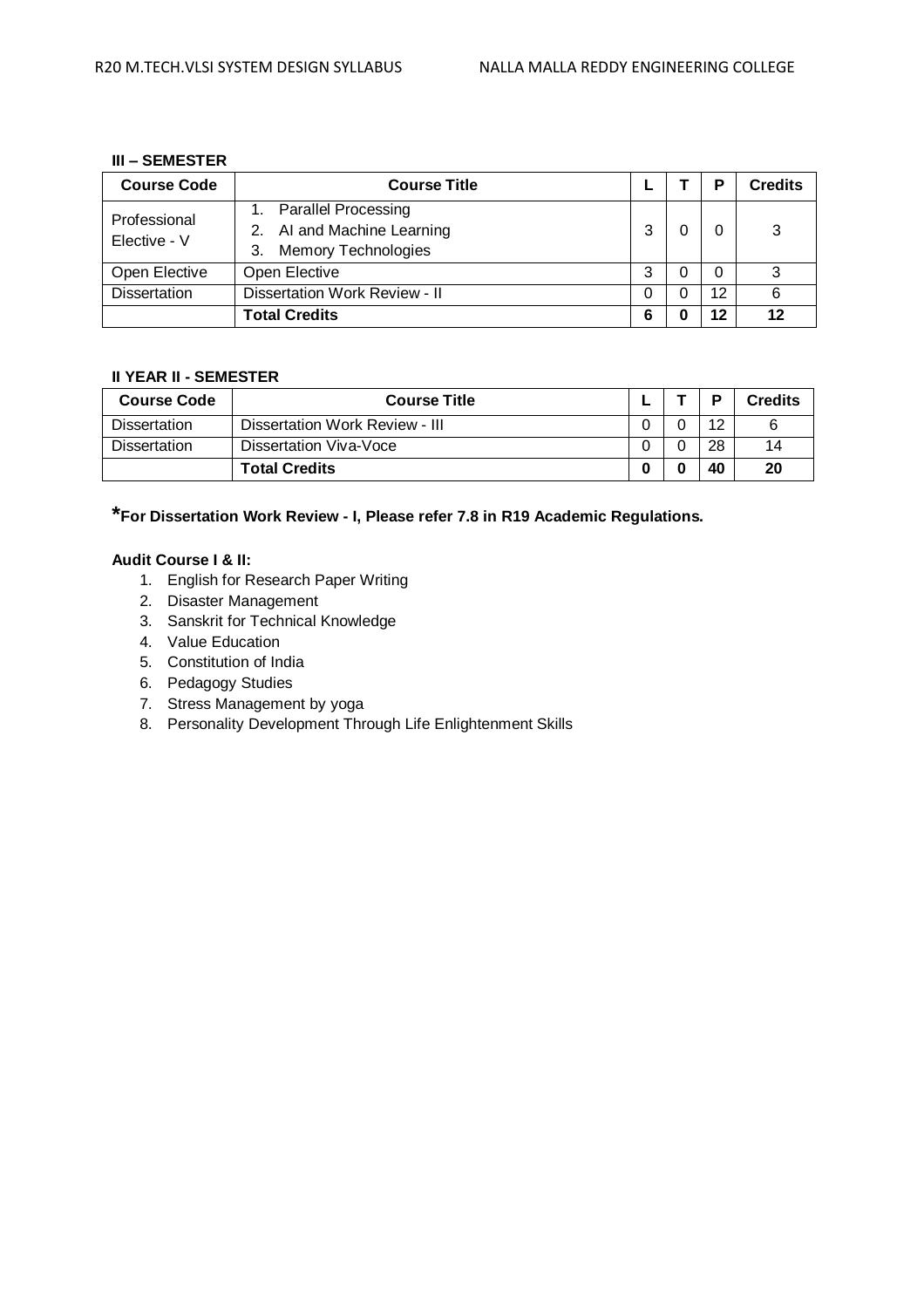**III – SEMESTER**

| Course Code | Course Title | L | T | P | Credits |
|---|---|---|---|---|---|
| Professional Elective - V | 1. Parallel Processing<br>2. AI and Machine Learning<br>3. Memory Technologies | 3 | 0 | 0 | 3 |
| Open Elective | Open Elective | 3 | 0 | 0 | 3 |
| Dissertation | Dissertation Work Review - II | 0 | 0 | 12 | 6 |
| | **Total Credits** | **6** | **0** | **12** | **12** |

**II YEAR II - SEMESTER**

| Course Code | Course Title | L | T | P | Credits |
|---|---|---|---|---|---|
| Dissertation | Dissertation Work Review - III | 0 | 0 | 12 | 6 |
| Dissertation | Dissertation Viva-Voce | 0 | 0 | 28 | 14 |
| | **Total Credits** | **0** | **0** | **40** | **20** |

***For Dissertation Work Review - I, Please refer 7.8 in R19 Academic Regulations.**

**Audit Course I & II:**

1. English for Research Paper Writing
2. Disaster Management
3. Sanskrit for Technical Knowledge
4. Value Education
5. Constitution of India
6. Pedagogy Studies
7. Stress Management by yoga
8. Personality Development Through Life Enlightenment Skills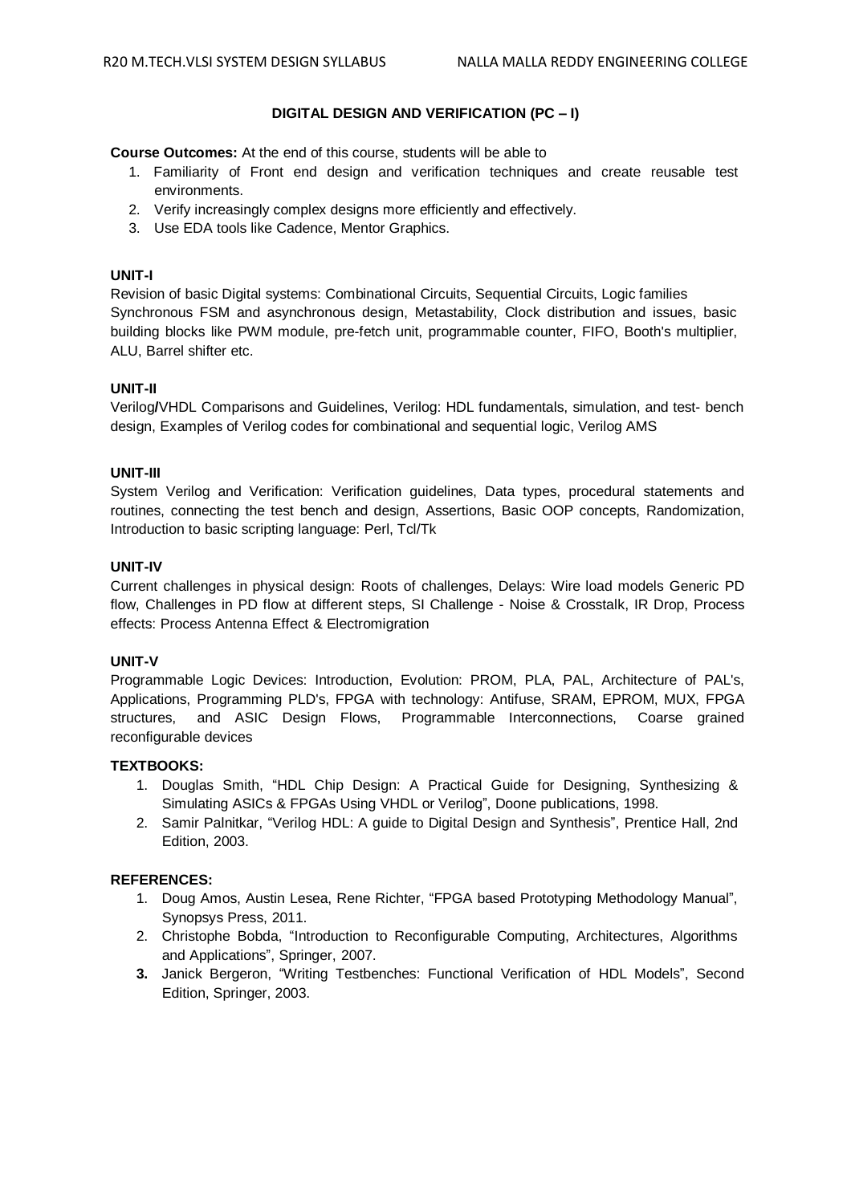## DIGITAL DESIGN AND VERIFICATION (PC – I)

**Course Outcomes:** At the end of this course, students will be able to

1. Familiarity of Front end design and verification techniques and create reusable test environments.
2. Verify increasingly complex designs more efficiently and effectively.
3. Use EDA tools like Cadence, Mentor Graphics.

### UNIT-I

Revision of basic Digital systems: Combinational Circuits, Sequential Circuits, Logic families Synchronous FSM and asynchronous design, Metastability, Clock distribution and issues, basic building blocks like PWM module, pre-fetch unit, programmable counter, FIFO, Booth's multiplier, ALU, Barrel shifter etc.

### UNIT-II

Verilog/VHDL Comparisons and Guidelines, Verilog: HDL fundamentals, simulation, and test- bench design, Examples of Verilog codes for combinational and sequential logic, Verilog AMS

### UNIT-III

System Verilog and Verification: Verification guidelines, Data types, procedural statements and routines, connecting the test bench and design, Assertions, Basic OOP concepts, Randomization, Introduction to basic scripting language: Perl, Tcl/Tk

### UNIT-IV

Current challenges in physical design: Roots of challenges, Delays: Wire load models Generic PD flow, Challenges in PD flow at different steps, SI Challenge - Noise & Crosstalk, IR Drop, Process effects: Process Antenna Effect & Electromigration

### UNIT-V

Programmable Logic Devices: Introduction, Evolution: PROM, PLA, PAL, Architecture of PAL's, Applications, Programming PLD's, FPGA with technology: Antifuse, SRAM, EPROM, MUX, FPGA structures, and ASIC Design Flows, Programmable Interconnections, Coarse grained reconfigurable devices

### TEXTBOOKS:

1. Douglas Smith, "HDL Chip Design: A Practical Guide for Designing, Synthesizing & Simulating ASICs & FPGAs Using VHDL or Verilog", Doone publications, 1998.
2. Samir Palnitkar, "Verilog HDL: A guide to Digital Design and Synthesis", Prentice Hall, 2nd Edition, 2003.

### REFERENCES:

1. Doug Amos, Austin Lesea, Rene Richter, "FPGA based Prototyping Methodology Manual", Synopsys Press, 2011.
2. Christophe Bobda, "Introduction to Reconfigurable Computing, Architectures, Algorithms and Applications", Springer, 2007.
3. Janick Bergeron, "Writing Testbenches: Functional Verification of HDL Models", Second Edition, Springer, 2003.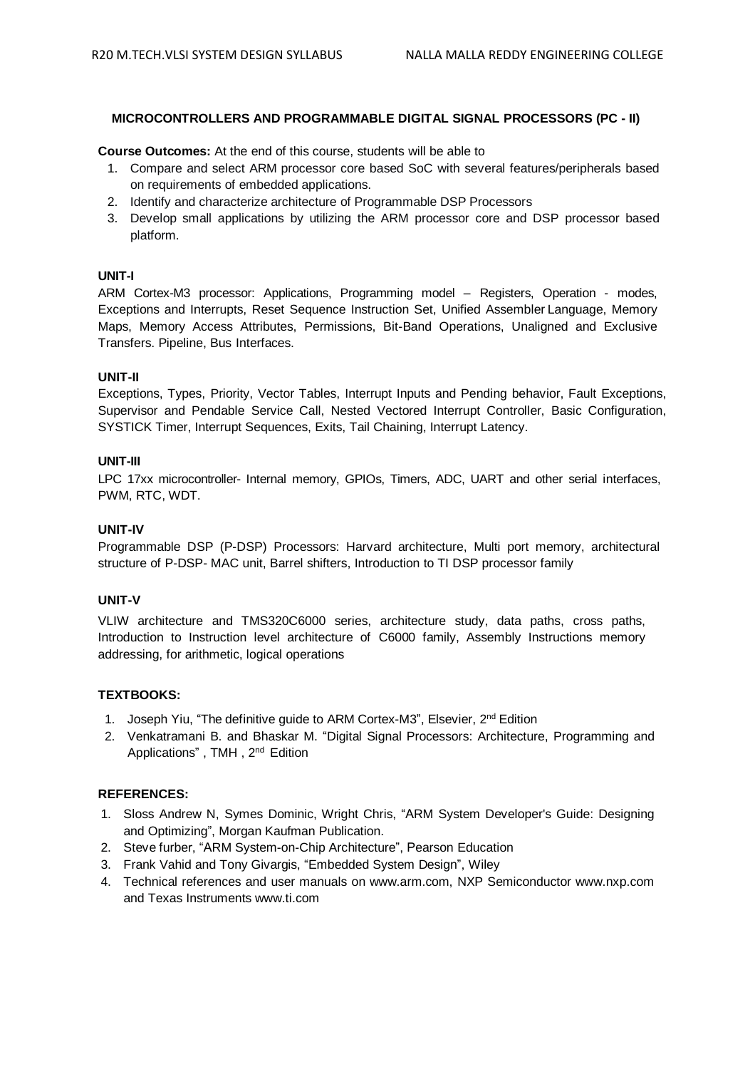## MICROCONTROLLERS AND PROGRAMMABLE DIGITAL SIGNAL PROCESSORS (PC - II)

**Course Outcomes:** At the end of this course, students will be able to

1. Compare and select ARM processor core based SoC with several features/peripherals based on requirements of embedded applications.
2. Identify and characterize architecture of Programmable DSP Processors
3. Develop small applications by utilizing the ARM processor core and DSP processor based platform.

**UNIT-I**

ARM Cortex-M3 processor: Applications, Programming model – Registers, Operation - modes, Exceptions and Interrupts, Reset Sequence Instruction Set, Unified Assembler Language, Memory Maps, Memory Access Attributes, Permissions, Bit-Band Operations, Unaligned and Exclusive Transfers. Pipeline, Bus Interfaces.

**UNIT-II**

Exceptions, Types, Priority, Vector Tables, Interrupt Inputs and Pending behavior, Fault Exceptions, Supervisor and Pendable Service Call, Nested Vectored Interrupt Controller, Basic Configuration, SYSTICK Timer, Interrupt Sequences, Exits, Tail Chaining, Interrupt Latency.

**UNIT-III**

LPC 17xx microcontroller- Internal memory, GPIOs, Timers, ADC, UART and other serial interfaces, PWM, RTC, WDT.

**UNIT-IV**

Programmable DSP (P-DSP) Processors: Harvard architecture, Multi port memory, architectural structure of P-DSP- MAC unit, Barrel shifters, Introduction to TI DSP processor family

**UNIT-V**

VLIW architecture and TMS320C6000 series, architecture study, data paths, cross paths, Introduction to Instruction level architecture of C6000 family, Assembly Instructions memory addressing, for arithmetic, logical operations

**TEXTBOOKS:**

1. Joseph Yiu, "The definitive guide to ARM Cortex-M3", Elsevier, 2nd Edition
2. Venkatramani B. and Bhaskar M. "Digital Signal Processors: Architecture, Programming and Applications" , TMH , 2nd Edition

**REFERENCES:**

1. Sloss Andrew N, Symes Dominic, Wright Chris, "ARM System Developer's Guide: Designing and Optimizing", Morgan Kaufman Publication.
2. Steve furber, "ARM System-on-Chip Architecture", Pearson Education
3. Frank Vahid and Tony Givargis, "Embedded System Design", Wiley
4. Technical references and user manuals on www.arm.com, NXP Semiconductor www.nxp.com and Texas Instruments www.ti.com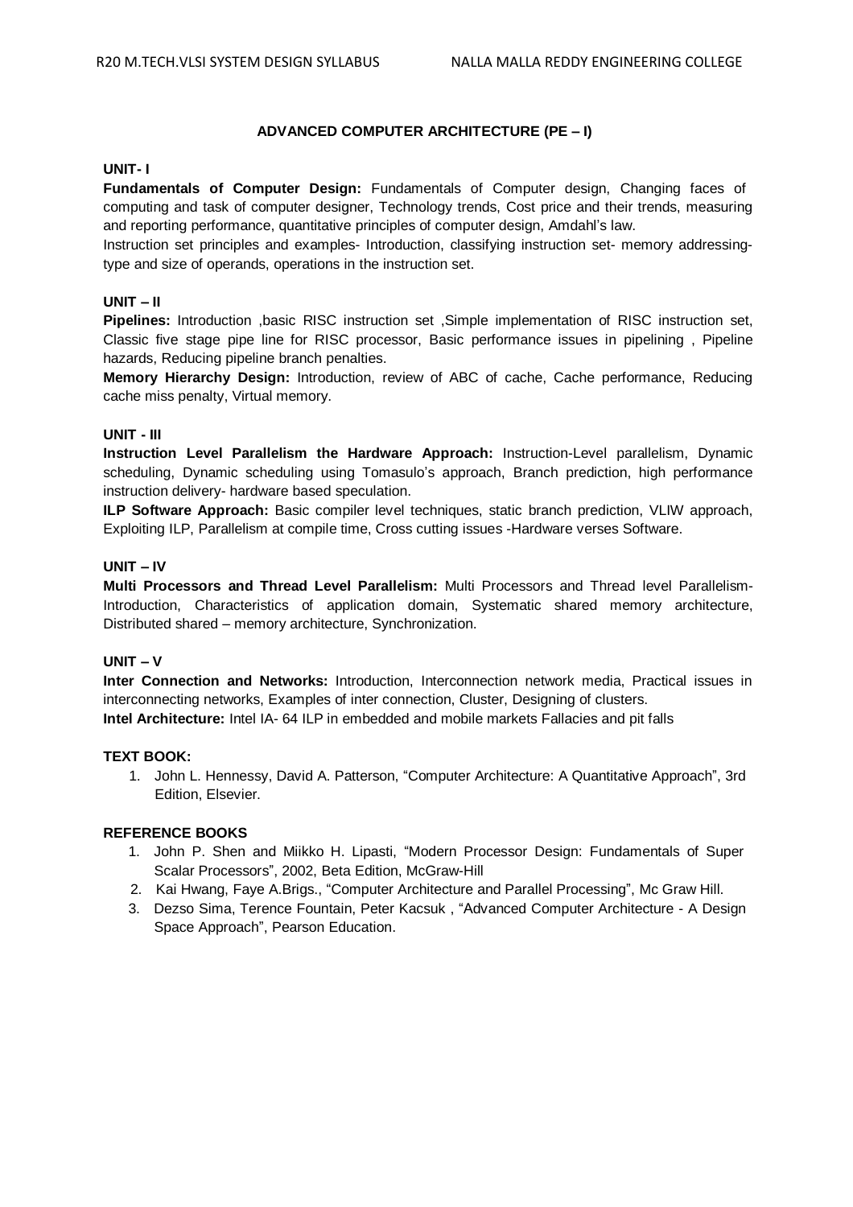## ADVANCED COMPUTER ARCHITECTURE (PE – I)

### UNIT- I

**Fundamentals of Computer Design:** Fundamentals of Computer design, Changing faces of computing and task of computer designer, Technology trends, Cost price and their trends, measuring and reporting performance, quantitative principles of computer design, Amdahl's law.

Instruction set principles and examples- Introduction, classifying instruction set- memory addressing-type and size of operands, operations in the instruction set.

### UNIT – II

**Pipelines:** Introduction ,basic RISC instruction set ,Simple implementation of RISC instruction set, Classic five stage pipe line for RISC processor, Basic performance issues in pipelining , Pipeline hazards, Reducing pipeline branch penalties.

**Memory Hierarchy Design:** Introduction, review of ABC of cache, Cache performance, Reducing cache miss penalty, Virtual memory.

### UNIT - III

**Instruction Level Parallelism the Hardware Approach:** Instruction-Level parallelism, Dynamic scheduling, Dynamic scheduling using Tomasulo's approach, Branch prediction, high performance instruction delivery- hardware based speculation.

**ILP Software Approach:** Basic compiler level techniques, static branch prediction, VLIW approach, Exploiting ILP, Parallelism at compile time, Cross cutting issues -Hardware verses Software.

### UNIT – IV

**Multi Processors and Thread Level Parallelism:** Multi Processors and Thread level Parallelism- Introduction, Characteristics of application domain, Systematic shared memory architecture, Distributed shared – memory architecture, Synchronization.

### UNIT – V

**Inter Connection and Networks:** Introduction, Interconnection network media, Practical issues in interconnecting networks, Examples of inter connection, Cluster, Designing of clusters.

**Intel Architecture:** Intel IA- 64 ILP in embedded and mobile markets Fallacies and pit falls

### TEXT BOOK:

1. John L. Hennessy, David A. Patterson, "Computer Architecture: A Quantitative Approach", 3rd Edition, Elsevier.

### REFERENCE BOOKS

1. John P. Shen and Miikko H. Lipasti, "Modern Processor Design: Fundamentals of Super Scalar Processors", 2002, Beta Edition, McGraw-Hill
2. Kai Hwang, Faye A.Brigs., "Computer Architecture and Parallel Processing", Mc Graw Hill.
3. Dezso Sima, Terence Fountain, Peter Kacsuk , "Advanced Computer Architecture - A Design Space Approach", Pearson Education.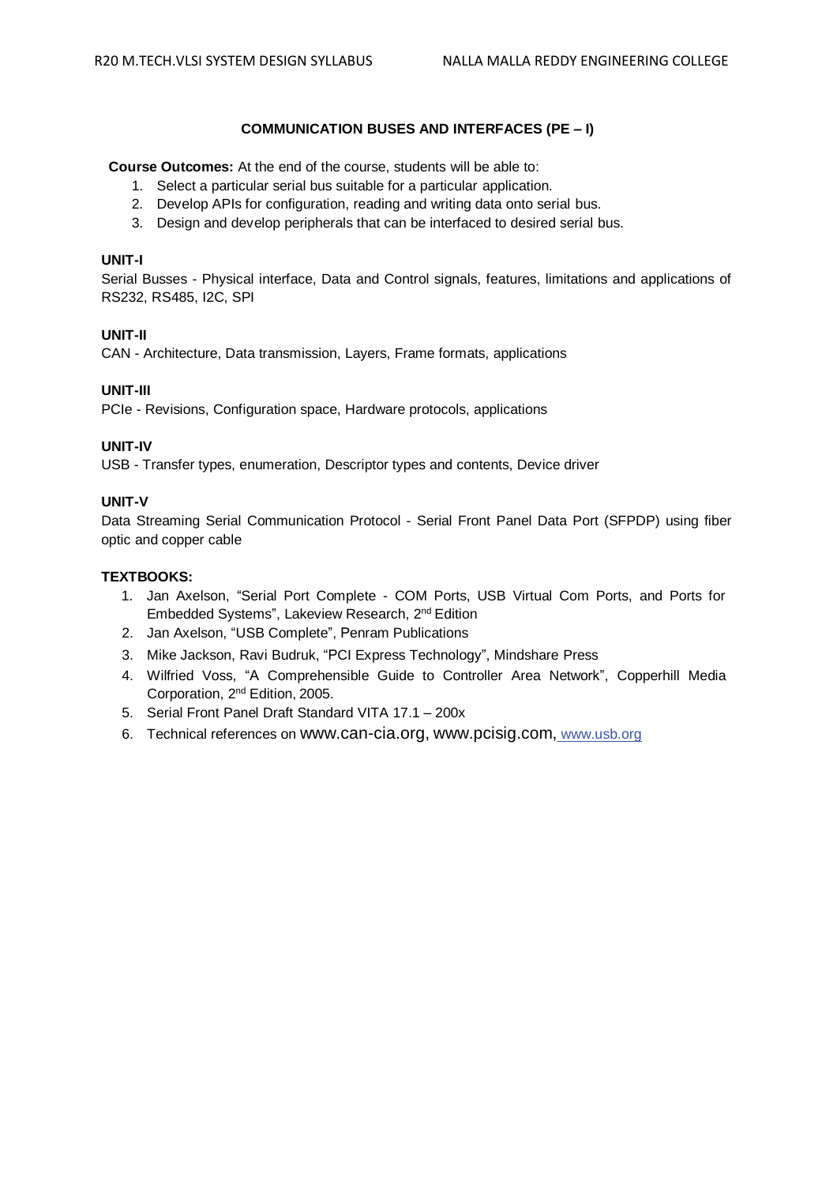## COMMUNICATION BUSES AND INTERFACES (PE – I)

**Course Outcomes:** At the end of the course, students will be able to:

1. Select a particular serial bus suitable for a particular application.
2. Develop APIs for configuration, reading and writing data onto serial bus.
3. Design and develop peripherals that can be interfaced to desired serial bus.

### UNIT-I

Serial Busses - Physical interface, Data and Control signals, features, limitations and applications of RS232, RS485, I2C, SPI

### UNIT-II

CAN - Architecture, Data transmission, Layers, Frame formats, applications

### UNIT-III

PCIe - Revisions, Configuration space, Hardware protocols, applications

### UNIT-IV

USB - Transfer types, enumeration, Descriptor types and contents, Device driver

### UNIT-V

Data Streaming Serial Communication Protocol - Serial Front Panel Data Port (SFPDP) using fiber optic and copper cable

### TEXTBOOKS:

1. Jan Axelson, "Serial Port Complete - COM Ports, USB Virtual Com Ports, and Ports for Embedded Systems", Lakeview Research, 2nd Edition
2. Jan Axelson, "USB Complete", Penram Publications
3. Mike Jackson, Ravi Budruk, "PCI Express Technology", Mindshare Press
4. Wilfried Voss, "A Comprehensible Guide to Controller Area Network", Copperhill Media Corporation, 2nd Edition, 2005.
5. Serial Front Panel Draft Standard VITA 17.1 – 200x
6. Technical references on www.can-cia.org, www.pcisig.com, www.usb.org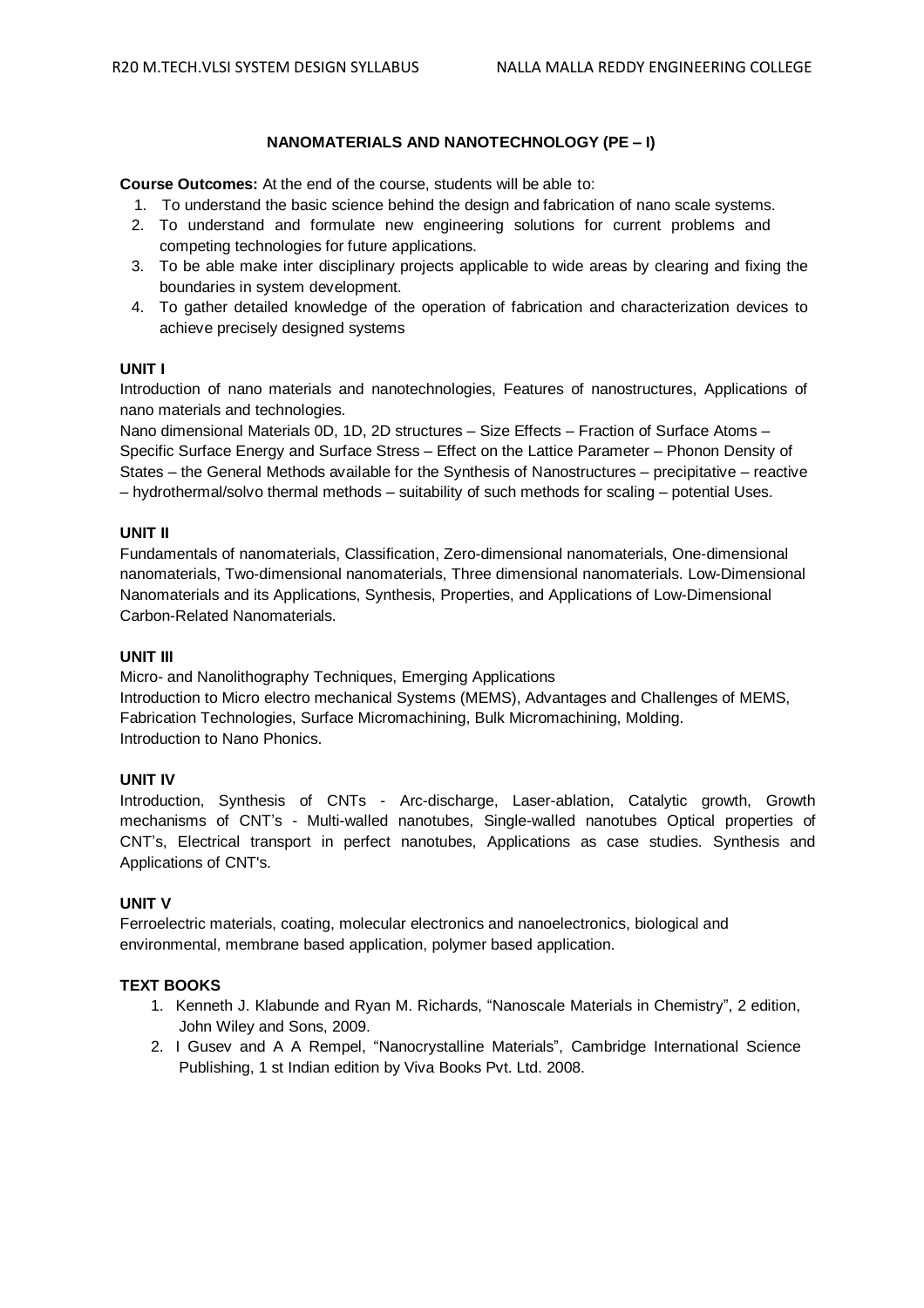## NANOMATERIALS AND NANOTECHNOLOGY (PE – I)

**Course Outcomes:** At the end of the course, students will be able to:

1. To understand the basic science behind the design and fabrication of nano scale systems.
2. To understand and formulate new engineering solutions for current problems and competing technologies for future applications.
3. To be able make inter disciplinary projects applicable to wide areas by clearing and fixing the boundaries in system development.
4. To gather detailed knowledge of the operation of fabrication and characterization devices to achieve precisely designed systems

### UNIT I

Introduction of nano materials and nanotechnologies, Features of nanostructures, Applications of nano materials and technologies.

Nano dimensional Materials 0D, 1D, 2D structures – Size Effects – Fraction of Surface Atoms – Specific Surface Energy and Surface Stress – Effect on the Lattice Parameter – Phonon Density of States – the General Methods available for the Synthesis of Nanostructures – precipitative – reactive – hydrothermal/solvo thermal methods – suitability of such methods for scaling – potential Uses.

### UNIT II

Fundamentals of nanomaterials, Classification, Zero-dimensional nanomaterials, One-dimensional nanomaterials, Two-dimensional nanomaterials, Three dimensional nanomaterials. Low-Dimensional Nanomaterials and its Applications, Synthesis, Properties, and Applications of Low-Dimensional Carbon-Related Nanomaterials.

### UNIT III

Micro- and Nanolithography Techniques, Emerging Applications

Introduction to Micro electro mechanical Systems (MEMS), Advantages and Challenges of MEMS, Fabrication Technologies, Surface Micromachining, Bulk Micromachining, Molding.

Introduction to Nano Phonics.

### UNIT IV

Introduction, Synthesis of CNTs - Arc-discharge, Laser-ablation, Catalytic growth, Growth mechanisms of CNT's - Multi-walled nanotubes, Single-walled nanotubes Optical properties of CNT's, Electrical transport in perfect nanotubes, Applications as case studies. Synthesis and Applications of CNT's.

### UNIT V

Ferroelectric materials, coating, molecular electronics and nanoelectronics, biological and environmental, membrane based application, polymer based application.

### TEXT BOOKS

1. Kenneth J. Klabunde and Ryan M. Richards, "Nanoscale Materials in Chemistry", 2 edition, John Wiley and Sons, 2009.
2. I Gusev and A A Rempel, "Nanocrystalline Materials", Cambridge International Science Publishing, 1 st Indian edition by Viva Books Pvt. Ltd. 2008.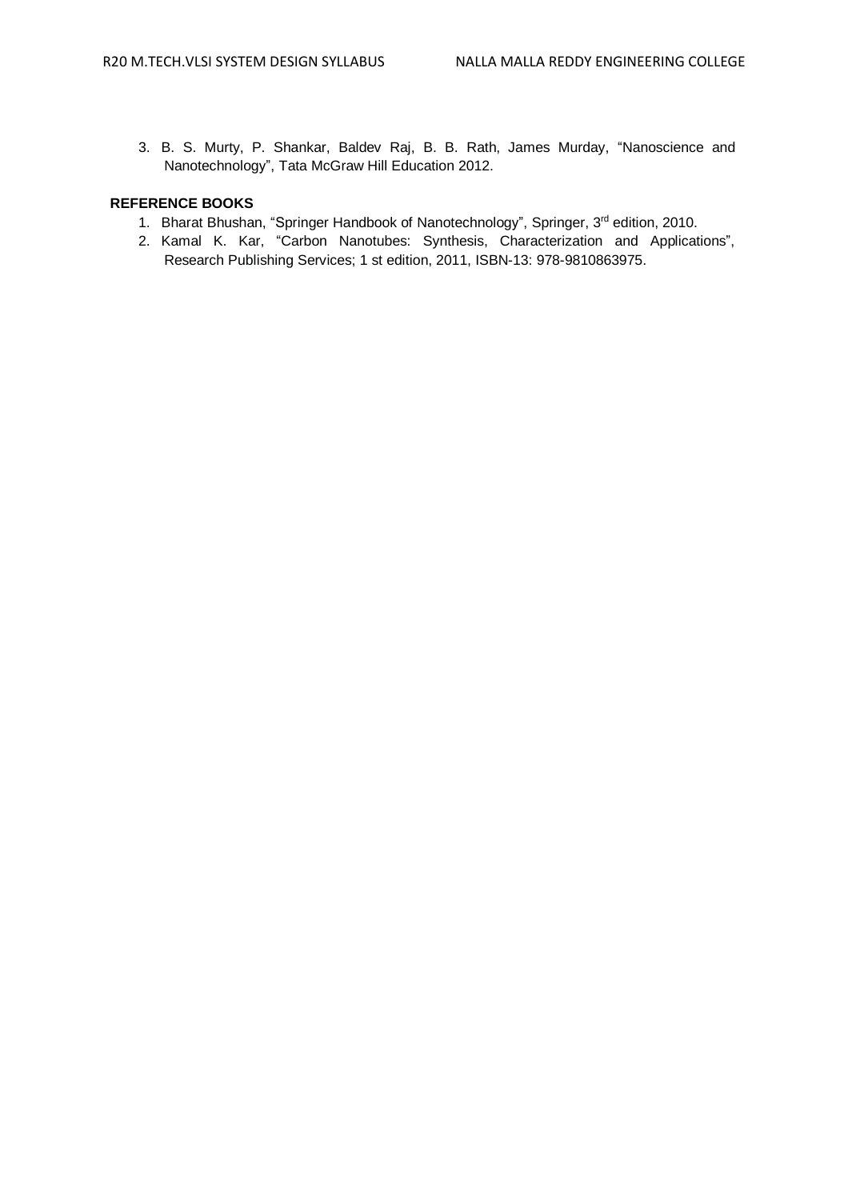3. B. S. Murty, P. Shankar, Baldev Raj, B. B. Rath, James Murday, "Nanoscience and Nanotechnology", Tata McGraw Hill Education 2012.

**REFERENCE BOOKS**

1. Bharat Bhushan, "Springer Handbook of Nanotechnology", Springer, 3rd edition, 2010.
2. Kamal K. Kar, "Carbon Nanotubes: Synthesis, Characterization and Applications", Research Publishing Services; 1 st edition, 2011, ISBN-13: 978-9810863975.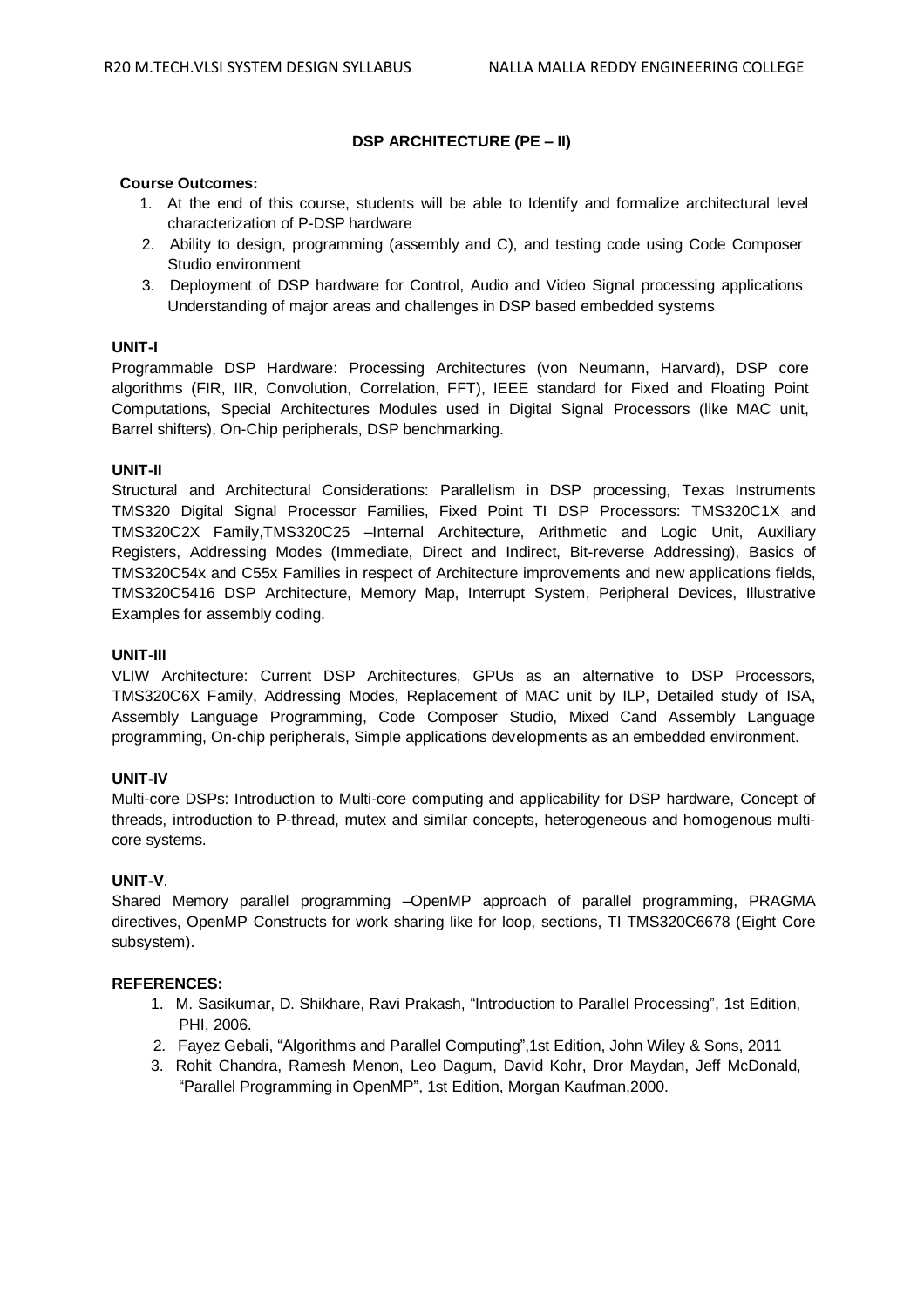## DSP ARCHITECTURE (PE – II)

**Course Outcomes:**

1. At the end of this course, students will be able to Identify and formalize architectural level characterization of P-DSP hardware
2. Ability to design, programming (assembly and C), and testing code using Code Composer Studio environment
3. Deployment of DSP hardware for Control, Audio and Video Signal processing applications Understanding of major areas and challenges in DSP based embedded systems

**UNIT-I**

Programmable DSP Hardware: Processing Architectures (von Neumann, Harvard), DSP core algorithms (FIR, IIR, Convolution, Correlation, FFT), IEEE standard for Fixed and Floating Point Computations, Special Architectures Modules used in Digital Signal Processors (like MAC unit, Barrel shifters), On-Chip peripherals, DSP benchmarking.

**UNIT-II**

Structural and Architectural Considerations: Parallelism in DSP processing, Texas Instruments TMS320 Digital Signal Processor Families, Fixed Point TI DSP Processors: TMS320C1X and TMS320C2X Family,TMS320C25 –Internal Architecture, Arithmetic and Logic Unit, Auxiliary Registers, Addressing Modes (Immediate, Direct and Indirect, Bit-reverse Addressing), Basics of TMS320C54x and C55x Families in respect of Architecture improvements and new applications fields, TMS320C5416 DSP Architecture, Memory Map, Interrupt System, Peripheral Devices, Illustrative Examples for assembly coding.

**UNIT-III**

VLIW Architecture: Current DSP Architectures, GPUs as an alternative to DSP Processors, TMS320C6X Family, Addressing Modes, Replacement of MAC unit by ILP, Detailed study of ISA, Assembly Language Programming, Code Composer Studio, Mixed Cand Assembly Language programming, On-chip peripherals, Simple applications developments as an embedded environment.

**UNIT-IV**

Multi-core DSPs: Introduction to Multi-core computing and applicability for DSP hardware, Concept of threads, introduction to P-thread, mutex and similar concepts, heterogeneous and homogenous multi-core systems.

**UNIT-V**.

Shared Memory parallel programming –OpenMP approach of parallel programming, PRAGMA directives, OpenMP Constructs for work sharing like for loop, sections, TI TMS320C6678 (Eight Core subsystem).

**REFERENCES:**

1. M. Sasikumar, D. Shikhare, Ravi Prakash, "Introduction to Parallel Processing", 1st Edition, PHI, 2006.
2. Fayez Gebali, "Algorithms and Parallel Computing",1st Edition, John Wiley & Sons, 2011
3. Rohit Chandra, Ramesh Menon, Leo Dagum, David Kohr, Dror Maydan, Jeff McDonald, "Parallel Programming in OpenMP", 1st Edition, Morgan Kaufman,2000.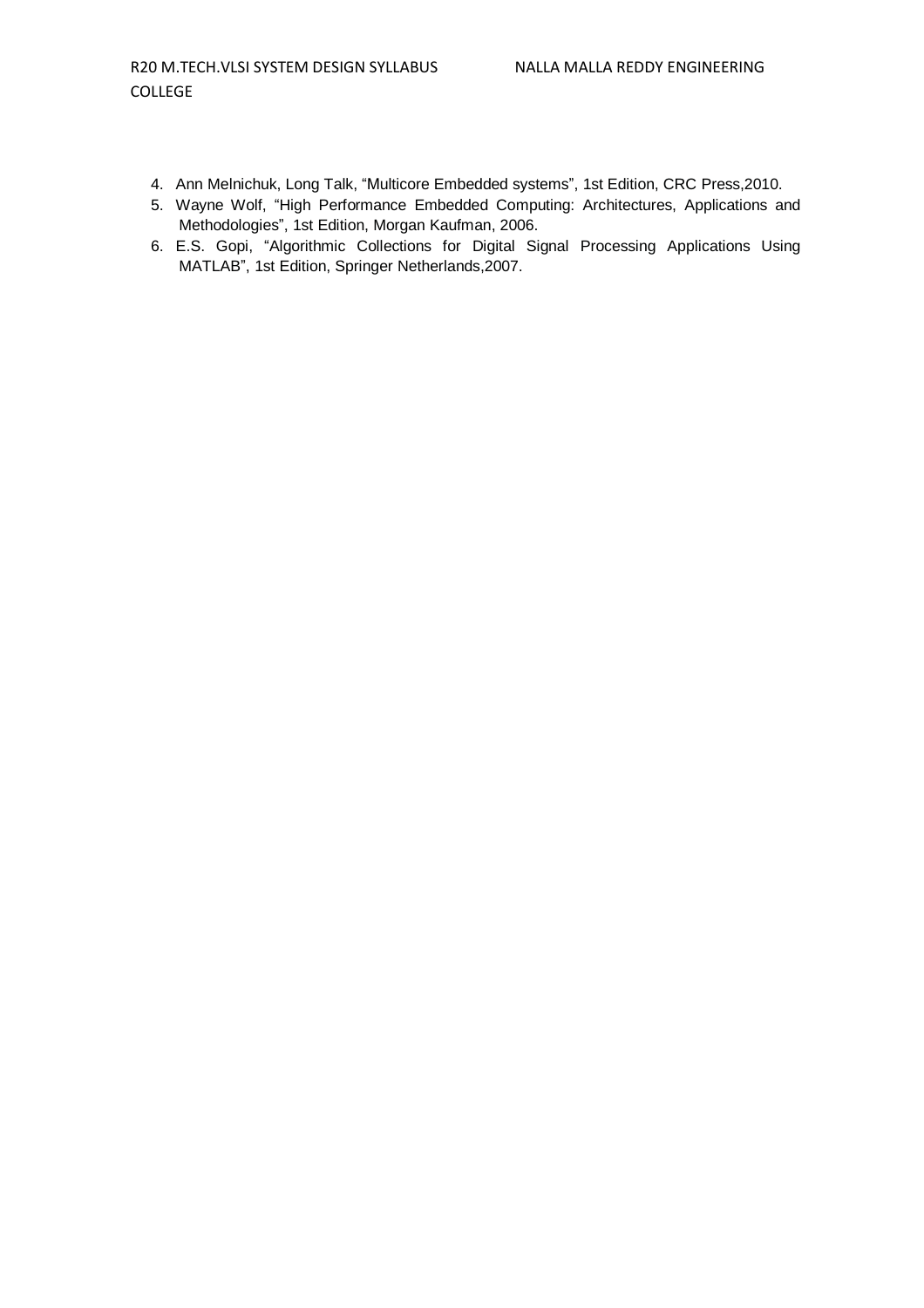4. Ann Melnichuk, Long Talk, “Multicore Embedded systems”, 1st Edition, CRC Press,2010.
5. Wayne Wolf, “High Performance Embedded Computing: Architectures, Applications and Methodologies”, 1st Edition, Morgan Kaufman, 2006.
6. E.S. Gopi, “Algorithmic Collections for Digital Signal Processing Applications Using MATLAB”, 1st Edition, Springer Netherlands,2007.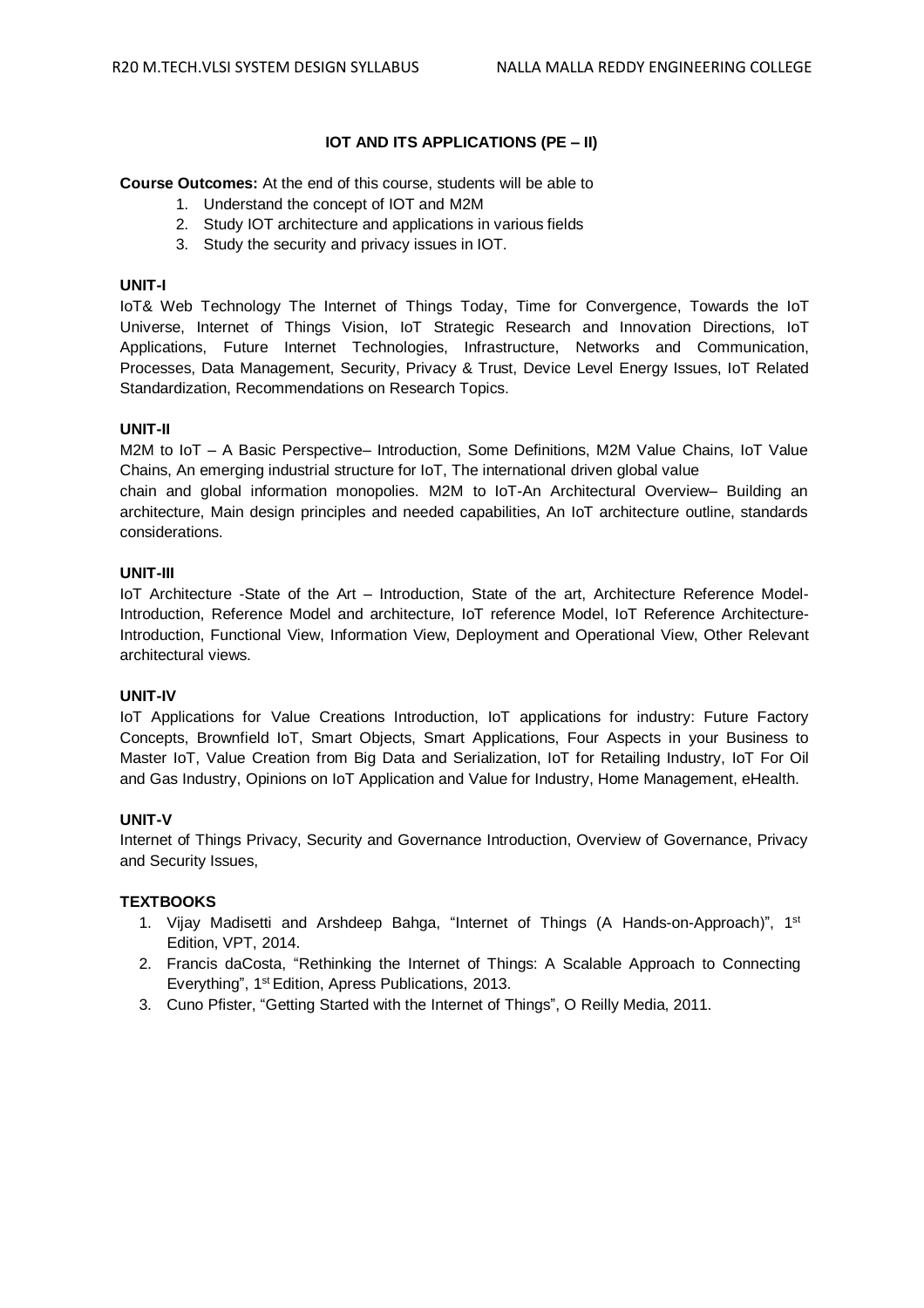## IOT AND ITS APPLICATIONS (PE – II)

**Course Outcomes:** At the end of this course, students will be able to

1. Understand the concept of IOT and M2M
2. Study IOT architecture and applications in various fields
3. Study the security and privacy issues in IOT.

### UNIT-I

IoT& Web Technology The Internet of Things Today, Time for Convergence, Towards the IoT Universe, Internet of Things Vision, IoT Strategic Research and Innovation Directions, IoT Applications, Future Internet Technologies, Infrastructure, Networks and Communication, Processes, Data Management, Security, Privacy & Trust, Device Level Energy Issues, IoT Related Standardization, Recommendations on Research Topics.

### UNIT-II

M2M to IoT – A Basic Perspective– Introduction, Some Definitions, M2M Value Chains, IoT Value Chains, An emerging industrial structure for IoT, The international driven global value chain and global information monopolies. M2M to IoT-An Architectural Overview– Building an architecture, Main design principles and needed capabilities, An IoT architecture outline, standards considerations.

### UNIT-III

IoT Architecture -State of the Art – Introduction, State of the art, Architecture Reference Model- Introduction, Reference Model and architecture, IoT reference Model, IoT Reference Architecture- Introduction, Functional View, Information View, Deployment and Operational View, Other Relevant architectural views.

### UNIT-IV

IoT Applications for Value Creations Introduction, IoT applications for industry: Future Factory Concepts, Brownfield IoT, Smart Objects, Smart Applications, Four Aspects in your Business to Master IoT, Value Creation from Big Data and Serialization, IoT for Retailing Industry, IoT For Oil and Gas Industry, Opinions on IoT Application and Value for Industry, Home Management, eHealth.

### UNIT-V

Internet of Things Privacy, Security and Governance Introduction, Overview of Governance, Privacy and Security Issues,

### TEXTBOOKS

1. Vijay Madisetti and Arshdeep Bahga, "Internet of Things (A Hands-on-Approach)", 1st Edition, VPT, 2014.
2. Francis daCosta, "Rethinking the Internet of Things: A Scalable Approach to Connecting Everything", 1st Edition, Apress Publications, 2013.
3. Cuno Pfister, "Getting Started with the Internet of Things", O Reilly Media, 2011.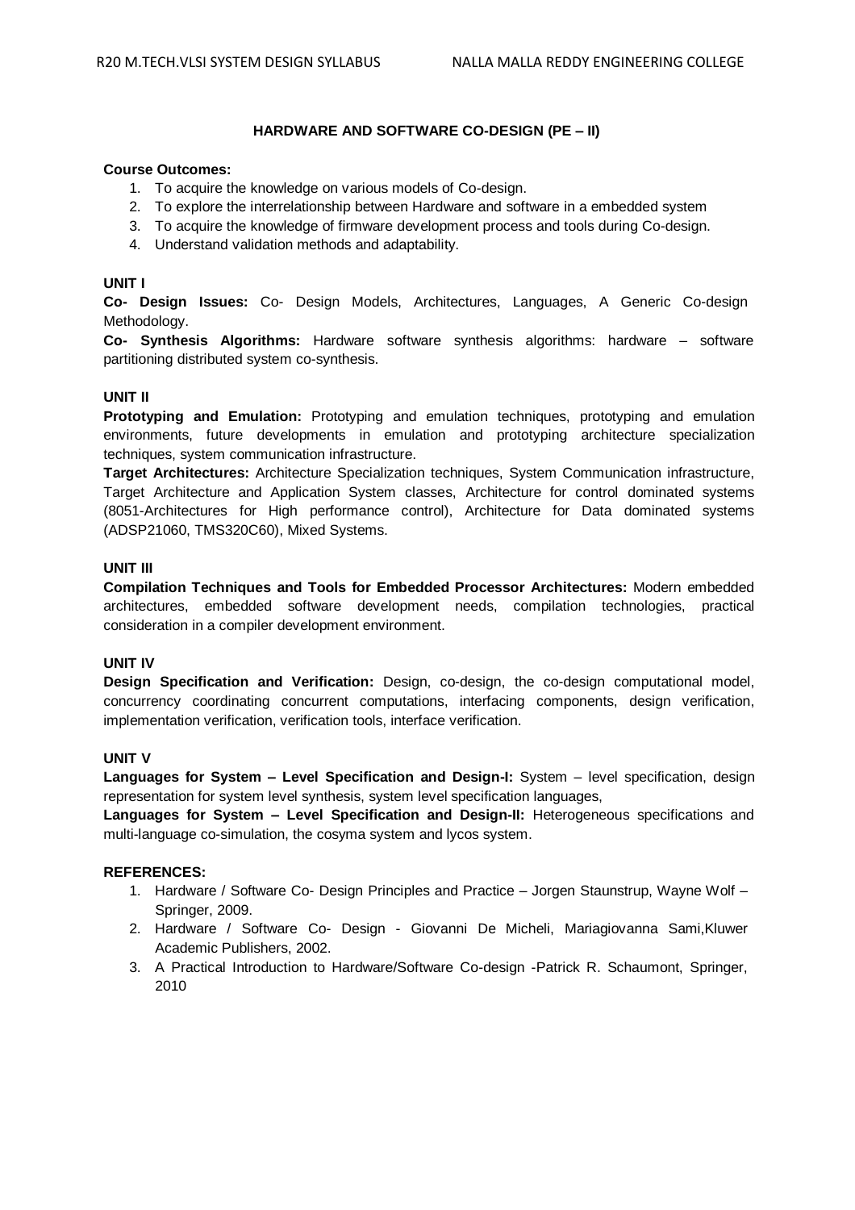## HARDWARE AND SOFTWARE CO-DESIGN (PE – II)

**Course Outcomes:**

1. To acquire the knowledge on various models of Co-design.
2. To explore the interrelationship between Hardware and software in a embedded system
3. To acquire the knowledge of firmware development process and tools during Co-design.
4. Understand validation methods and adaptability.

### UNIT I

**Co- Design Issues:** Co- Design Models, Architectures, Languages, A Generic Co-design Methodology.

**Co- Synthesis Algorithms:** Hardware software synthesis algorithms: hardware – software partitioning distributed system co-synthesis.

### UNIT II

**Prototyping and Emulation:** Prototyping and emulation techniques, prototyping and emulation environments, future developments in emulation and prototyping architecture specialization techniques, system communication infrastructure.

**Target Architectures:** Architecture Specialization techniques, System Communication infrastructure, Target Architecture and Application System classes, Architecture for control dominated systems (8051-Architectures for High performance control), Architecture for Data dominated systems (ADSP21060, TMS320C60), Mixed Systems.

### UNIT III

**Compilation Techniques and Tools for Embedded Processor Architectures:** Modern embedded architectures, embedded software development needs, compilation technologies, practical consideration in a compiler development environment.

### UNIT IV

**Design Specification and Verification:** Design, co-design, the co-design computational model, concurrency coordinating concurrent computations, interfacing components, design verification, implementation verification, verification tools, interface verification.

### UNIT V

**Languages for System – Level Specification and Design-I:** System – level specification, design representation for system level synthesis, system level specification languages,

**Languages for System – Level Specification and Design-II:** Heterogeneous specifications and multi-language co-simulation, the cosyma system and lycos system.

**REFERENCES:**

1. Hardware / Software Co- Design Principles and Practice – Jorgen Staunstrup, Wayne Wolf – Springer, 2009.
2. Hardware / Software Co- Design - Giovanni De Micheli, Mariagiovanna Sami,Kluwer Academic Publishers, 2002.
3. A Practical Introduction to Hardware/Software Co-design -Patrick R. Schaumont, Springer, 2010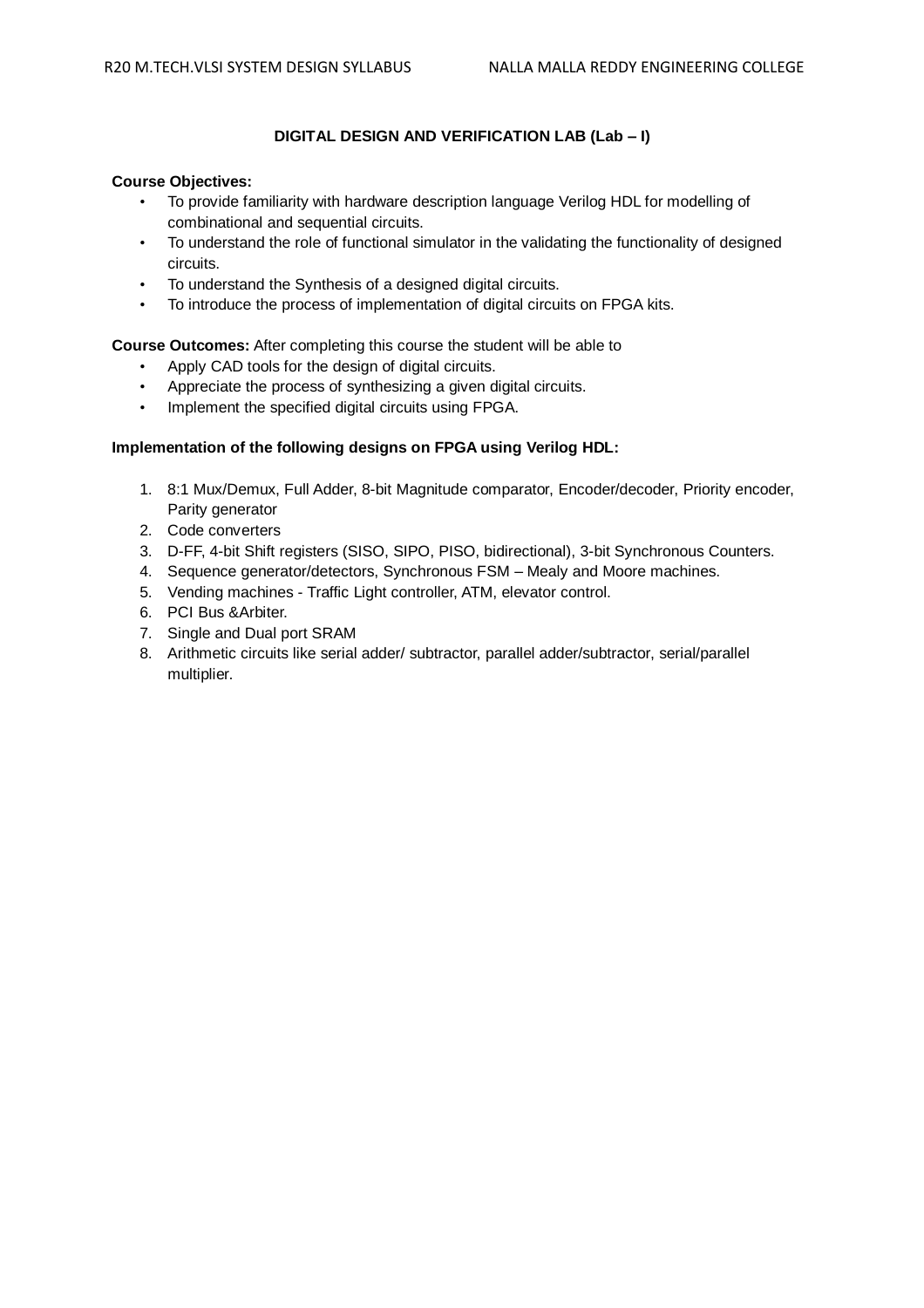## DIGITAL DESIGN AND VERIFICATION LAB (Lab – I)

**Course Objectives:**

- To provide familiarity with hardware description language Verilog HDL for modelling of combinational and sequential circuits.
- To understand the role of functional simulator in the validating the functionality of designed circuits.
- To understand the Synthesis of a designed digital circuits.
- To introduce the process of implementation of digital circuits on FPGA kits.

**Course Outcomes:** After completing this course the student will be able to

- Apply CAD tools for the design of digital circuits.
- Appreciate the process of synthesizing a given digital circuits.
- Implement the specified digital circuits using FPGA.

**Implementation of the following designs on FPGA using Verilog HDL:**

1. 8:1 Mux/Demux, Full Adder, 8-bit Magnitude comparator, Encoder/decoder, Priority encoder, Parity generator
2. Code converters
3. D-FF, 4-bit Shift registers (SISO, SIPO, PISO, bidirectional), 3-bit Synchronous Counters.
4. Sequence generator/detectors, Synchronous FSM – Mealy and Moore machines.
5. Vending machines - Traffic Light controller, ATM, elevator control.
6. PCI Bus &Arbiter.
7. Single and Dual port SRAM
8. Arithmetic circuits like serial adder/ subtractor, parallel adder/subtractor, serial/parallel multiplier.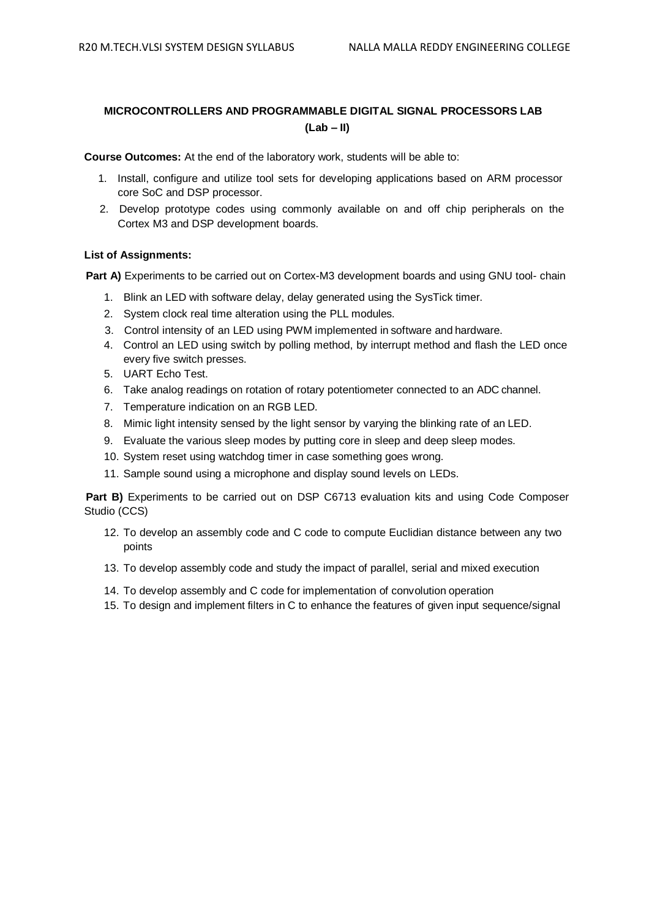## MICROCONTROLLERS AND PROGRAMMABLE DIGITAL SIGNAL PROCESSORS LAB
## (Lab – II)

**Course Outcomes:** At the end of the laboratory work, students will be able to:

1. Install, configure and utilize tool sets for developing applications based on ARM processor core SoC and DSP processor.
2. Develop prototype codes using commonly available on and off chip peripherals on the Cortex M3 and DSP development boards.

**List of Assignments:**

**Part A)** Experiments to be carried out on Cortex-M3 development boards and using GNU tool- chain

1. Blink an LED with software delay, delay generated using the SysTick timer.
2. System clock real time alteration using the PLL modules.
3. Control intensity of an LED using PWM implemented in software and hardware.
4. Control an LED using switch by polling method, by interrupt method and flash the LED once every five switch presses.
5. UART Echo Test.
6. Take analog readings on rotation of rotary potentiometer connected to an ADC channel.
7. Temperature indication on an RGB LED.
8. Mimic light intensity sensed by the light sensor by varying the blinking rate of an LED.
9. Evaluate the various sleep modes by putting core in sleep and deep sleep modes.
10. System reset using watchdog timer in case something goes wrong.
11. Sample sound using a microphone and display sound levels on LEDs.

**Part B)** Experiments to be carried out on DSP C6713 evaluation kits and using Code Composer Studio (CCS)

12. To develop an assembly code and C code to compute Euclidian distance between any two points
13. To develop assembly code and study the impact of parallel, serial and mixed execution
14. To develop assembly and C code for implementation of convolution operation
15. To design and implement filters in C to enhance the features of given input sequence/signal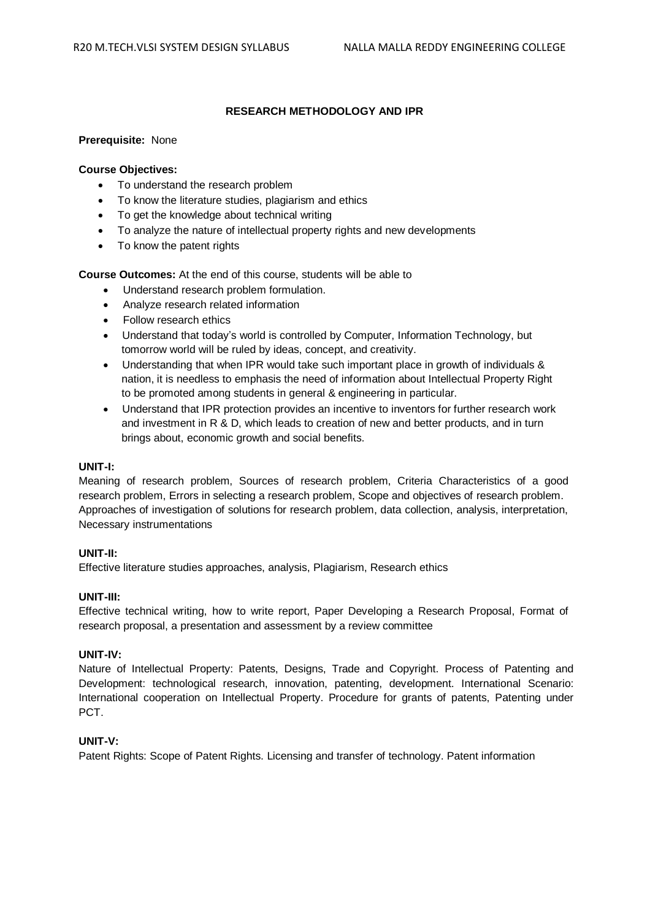## RESEARCH METHODOLOGY AND IPR

**Prerequisite:** None

**Course Objectives:**

- To understand the research problem
- To know the literature studies, plagiarism and ethics
- To get the knowledge about technical writing
- To analyze the nature of intellectual property rights and new developments
- To know the patent rights

**Course Outcomes:** At the end of this course, students will be able to

- Understand research problem formulation.
- Analyze research related information
- Follow research ethics
- Understand that today's world is controlled by Computer, Information Technology, but tomorrow world will be ruled by ideas, concept, and creativity.
- Understanding that when IPR would take such important place in growth of individuals & nation, it is needless to emphasis the need of information about Intellectual Property Right to be promoted among students in general & engineering in particular.
- Understand that IPR protection provides an incentive to inventors for further research work and investment in R & D, which leads to creation of new and better products, and in turn brings about, economic growth and social benefits.

**UNIT-I:**

Meaning of research problem, Sources of research problem, Criteria Characteristics of a good research problem, Errors in selecting a research problem, Scope and objectives of research problem. Approaches of investigation of solutions for research problem, data collection, analysis, interpretation, Necessary instrumentations

**UNIT-II:**

Effective literature studies approaches, analysis, Plagiarism, Research ethics

**UNIT-III:**

Effective technical writing, how to write report, Paper Developing a Research Proposal, Format of research proposal, a presentation and assessment by a review committee

**UNIT-IV:**

Nature of Intellectual Property: Patents, Designs, Trade and Copyright. Process of Patenting and Development: technological research, innovation, patenting, development. International Scenario: International cooperation on Intellectual Property. Procedure for grants of patents, Patenting under PCT.

**UNIT-V:**

Patent Rights: Scope of Patent Rights. Licensing and transfer of technology. Patent information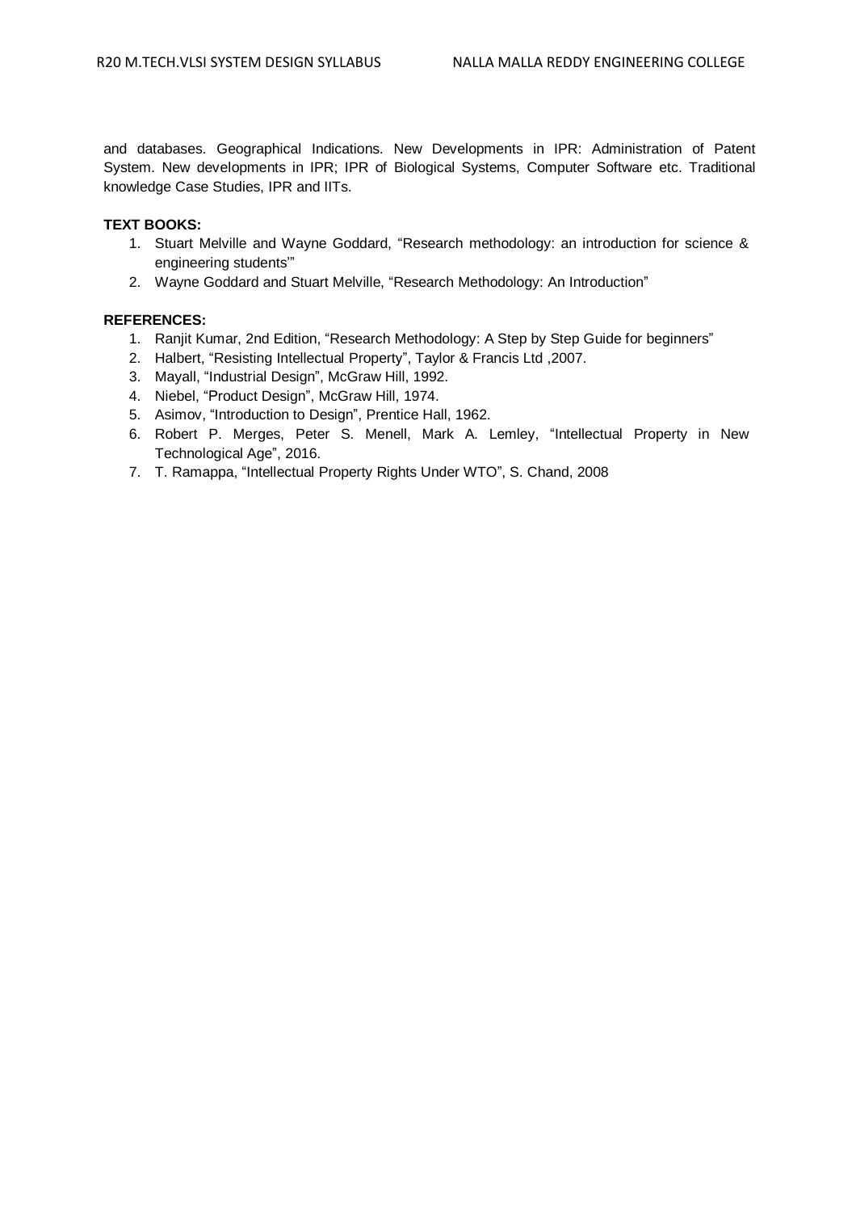and databases. Geographical Indications. New Developments in IPR: Administration of Patent System. New developments in IPR; IPR of Biological Systems, Computer Software etc. Traditional knowledge Case Studies, IPR and IITs.

**TEXT BOOKS:**

1. Stuart Melville and Wayne Goddard, "Research methodology: an introduction for science & engineering students'"
2. Wayne Goddard and Stuart Melville, "Research Methodology: An Introduction"

**REFERENCES:**

1. Ranjit Kumar, 2nd Edition, "Research Methodology: A Step by Step Guide for beginners"
2. Halbert, "Resisting Intellectual Property", Taylor & Francis Ltd ,2007.
3. Mayall, "Industrial Design", McGraw Hill, 1992.
4. Niebel, "Product Design", McGraw Hill, 1974.
5. Asimov, "Introduction to Design", Prentice Hall, 1962.
6. Robert P. Merges, Peter S. Menell, Mark A. Lemley, "Intellectual Property in New Technological Age", 2016.
7. T. Ramappa, "Intellectual Property Rights Under WTO", S. Chand, 2008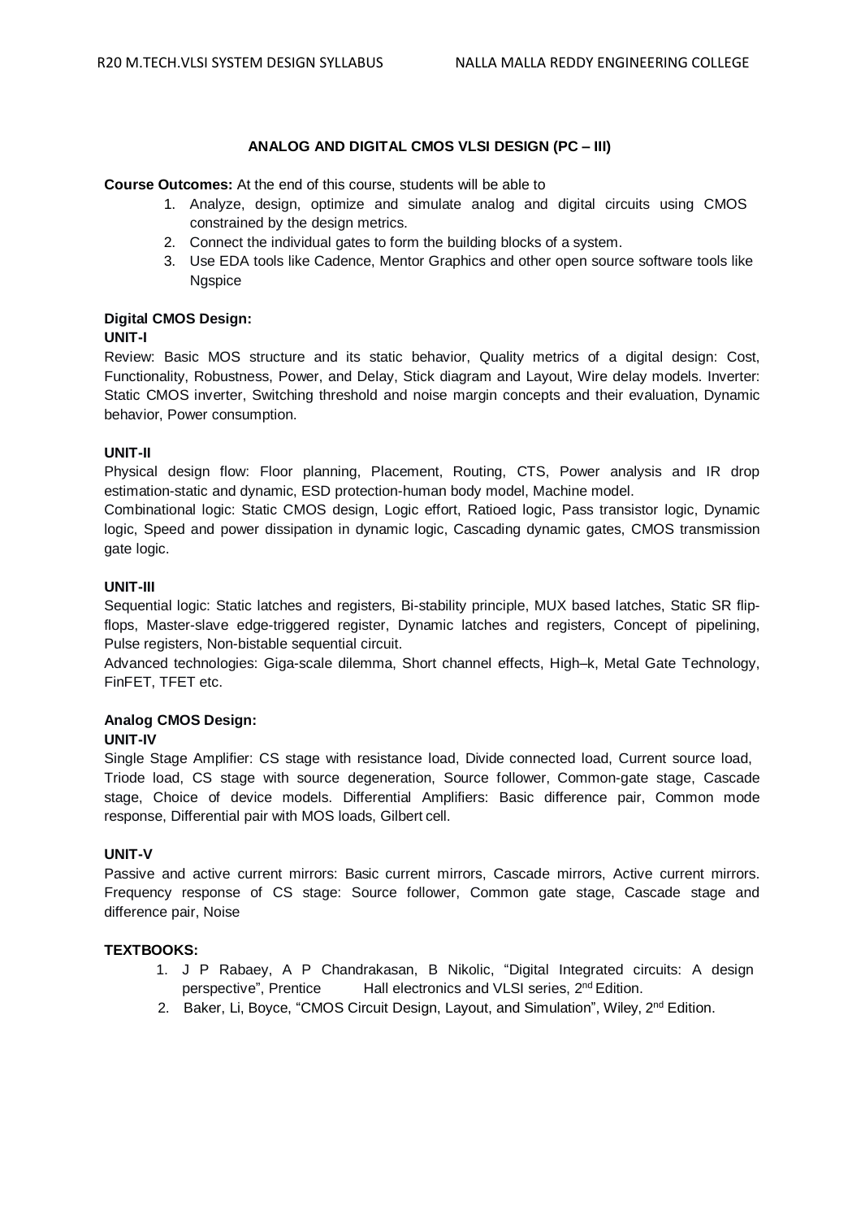## ANALOG AND DIGITAL CMOS VLSI DESIGN (PC – III)

**Course Outcomes:** At the end of this course, students will be able to

1. Analyze, design, optimize and simulate analog and digital circuits using CMOS constrained by the design metrics.
2. Connect the individual gates to form the building blocks of a system.
3. Use EDA tools like Cadence, Mentor Graphics and other open source software tools like Ngspice

### Digital CMOS Design:

**UNIT-I**

Review: Basic MOS structure and its static behavior, Quality metrics of a digital design: Cost, Functionality, Robustness, Power, and Delay, Stick diagram and Layout, Wire delay models. Inverter: Static CMOS inverter, Switching threshold and noise margin concepts and their evaluation, Dynamic behavior, Power consumption.

**UNIT-II**

Physical design flow: Floor planning, Placement, Routing, CTS, Power analysis and IR drop estimation-static and dynamic, ESD protection-human body model, Machine model.

Combinational logic: Static CMOS design, Logic effort, Ratioed logic, Pass transistor logic, Dynamic logic, Speed and power dissipation in dynamic logic, Cascading dynamic gates, CMOS transmission gate logic.

**UNIT-III**

Sequential logic: Static latches and registers, Bi-stability principle, MUX based latches, Static SR flip-flops, Master-slave edge-triggered register, Dynamic latches and registers, Concept of pipelining, Pulse registers, Non-bistable sequential circuit.

Advanced technologies: Giga-scale dilemma, Short channel effects, High–k, Metal Gate Technology, FinFET, TFET etc.

### Analog CMOS Design:

**UNIT-IV**

Single Stage Amplifier: CS stage with resistance load, Divide connected load, Current source load, Triode load, CS stage with source degeneration, Source follower, Common-gate stage, Cascade stage, Choice of device models. Differential Amplifiers: Basic difference pair, Common mode response, Differential pair with MOS loads, Gilbert cell.

**UNIT-V**

Passive and active current mirrors: Basic current mirrors, Cascade mirrors, Active current mirrors. Frequency response of CS stage: Source follower, Common gate stage, Cascade stage and difference pair, Noise

**TEXTBOOKS:**

1. J P Rabaey, A P Chandrakasan, B Nikolic, "Digital Integrated circuits: A design perspective", Prentice Hall electronics and VLSI series, 2nd Edition.
2. Baker, Li, Boyce, "CMOS Circuit Design, Layout, and Simulation", Wiley, 2nd Edition.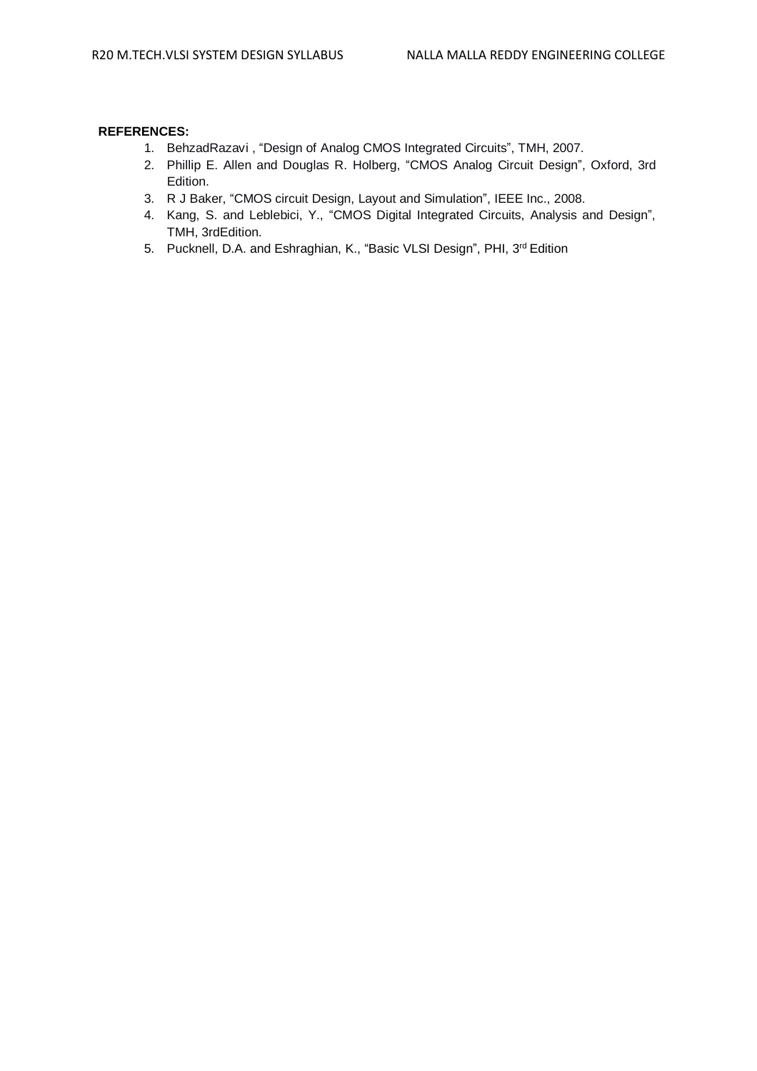**REFERENCES:**

1. BehzadRazavi , “Design of Analog CMOS Integrated Circuits”, TMH, 2007.
2. Phillip E. Allen and Douglas R. Holberg, “CMOS Analog Circuit Design”, Oxford, 3rd Edition.
3. R J Baker, “CMOS circuit Design, Layout and Simulation”, IEEE Inc., 2008.
4. Kang, S. and Leblebici, Y., “CMOS Digital Integrated Circuits, Analysis and Design”, TMH, 3rdEdition.
5. Pucknell, D.A. and Eshraghian, K., “Basic VLSI Design”, PHI, 3rd Edition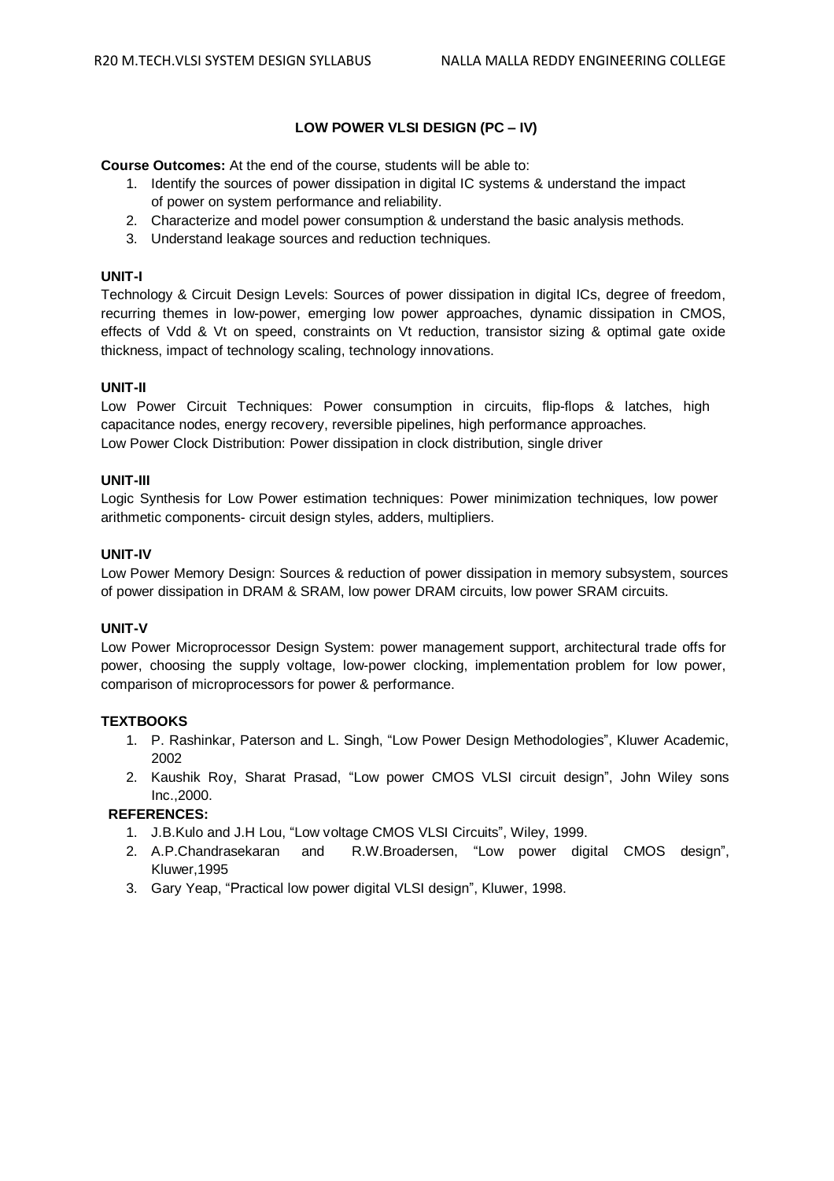## LOW POWER VLSI DESIGN (PC – IV)

**Course Outcomes:** At the end of the course, students will be able to:

1. Identify the sources of power dissipation in digital IC systems & understand the impact of power on system performance and reliability.
2. Characterize and model power consumption & understand the basic analysis methods.
3. Understand leakage sources and reduction techniques.

### UNIT-I

Technology & Circuit Design Levels: Sources of power dissipation in digital ICs, degree of freedom, recurring themes in low-power, emerging low power approaches, dynamic dissipation in CMOS, effects of Vdd & Vt on speed, constraints on Vt reduction, transistor sizing & optimal gate oxide thickness, impact of technology scaling, technology innovations.

### UNIT-II

Low Power Circuit Techniques: Power consumption in circuits, flip-flops & latches, high capacitance nodes, energy recovery, reversible pipelines, high performance approaches.
Low Power Clock Distribution: Power dissipation in clock distribution, single driver

### UNIT-III

Logic Synthesis for Low Power estimation techniques: Power minimization techniques, low power arithmetic components- circuit design styles, adders, multipliers.

### UNIT-IV

Low Power Memory Design: Sources & reduction of power dissipation in memory subsystem, sources of power dissipation in DRAM & SRAM, low power DRAM circuits, low power SRAM circuits.

### UNIT-V

Low Power Microprocessor Design System: power management support, architectural trade offs for power, choosing the supply voltage, low-power clocking, implementation problem for low power, comparison of microprocessors for power & performance.

### TEXTBOOKS

1. P. Rashinkar, Paterson and L. Singh, "Low Power Design Methodologies", Kluwer Academic, 2002
2. Kaushik Roy, Sharat Prasad, "Low power CMOS VLSI circuit design", John Wiley sons Inc.,2000.

### REFERENCES:

1. J.B.Kulo and J.H Lou, "Low voltage CMOS VLSI Circuits", Wiley, 1999.
2. A.P.Chandrasekaran and R.W.Broadersen, "Low power digital CMOS design", Kluwer,1995
3. Gary Yeap, "Practical low power digital VLSI design", Kluwer, 1998.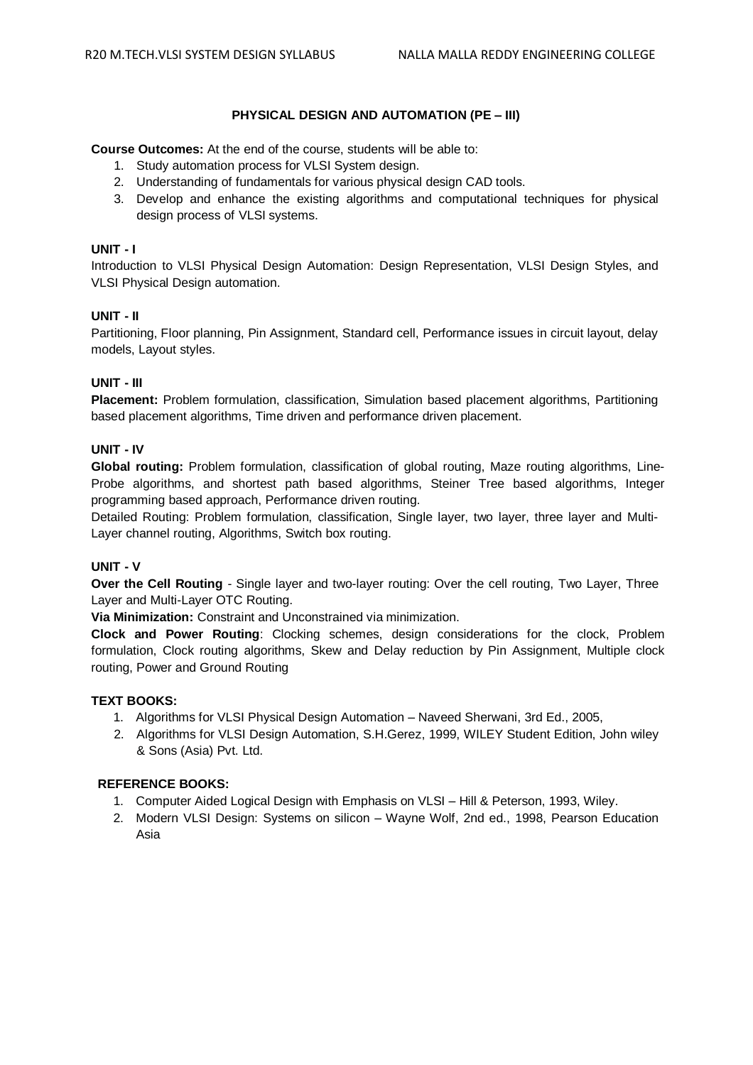## PHYSICAL DESIGN AND AUTOMATION (PE – III)

**Course Outcomes:** At the end of the course, students will be able to:

1. Study automation process for VLSI System design.
2. Understanding of fundamentals for various physical design CAD tools.
3. Develop and enhance the existing algorithms and computational techniques for physical design process of VLSI systems.

### UNIT - I

Introduction to VLSI Physical Design Automation: Design Representation, VLSI Design Styles, and VLSI Physical Design automation.

### UNIT - II

Partitioning, Floor planning, Pin Assignment, Standard cell, Performance issues in circuit layout, delay models, Layout styles.

### UNIT - III

**Placement:** Problem formulation, classification, Simulation based placement algorithms, Partitioning based placement algorithms, Time driven and performance driven placement.

### UNIT - IV

**Global routing:** Problem formulation, classification of global routing, Maze routing algorithms, Line-Probe algorithms, and shortest path based algorithms, Steiner Tree based algorithms, Integer programming based approach, Performance driven routing.

Detailed Routing: Problem formulation, classification, Single layer, two layer, three layer and Multi-Layer channel routing, Algorithms, Switch box routing.

### UNIT - V

**Over the Cell Routing** - Single layer and two-layer routing: Over the cell routing, Two Layer, Three Layer and Multi-Layer OTC Routing.

**Via Minimization:** Constraint and Unconstrained via minimization.

**Clock and Power Routing**: Clocking schemes, design considerations for the clock, Problem formulation, Clock routing algorithms, Skew and Delay reduction by Pin Assignment, Multiple clock routing, Power and Ground Routing

### TEXT BOOKS:

1. Algorithms for VLSI Physical Design Automation – Naveed Sherwani, 3rd Ed., 2005,
2. Algorithms for VLSI Design Automation, S.H.Gerez, 1999, WILEY Student Edition, John wiley & Sons (Asia) Pvt. Ltd.

### REFERENCE BOOKS:

1. Computer Aided Logical Design with Emphasis on VLSI – Hill & Peterson, 1993, Wiley.
2. Modern VLSI Design: Systems on silicon – Wayne Wolf, 2nd ed., 1998, Pearson Education Asia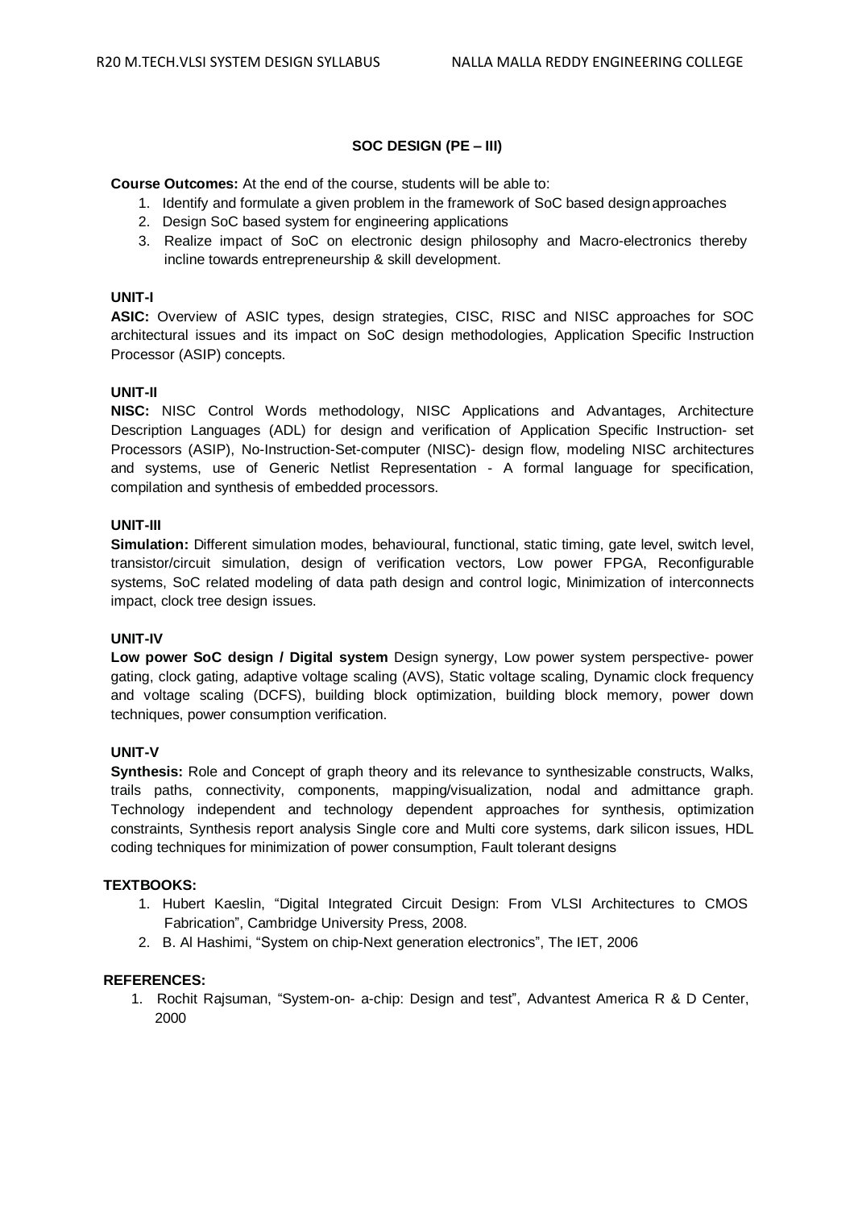## SOC DESIGN (PE – III)

**Course Outcomes:** At the end of the course, students will be able to:

1. Identify and formulate a given problem in the framework of SoC based design approaches
2. Design SoC based system for engineering applications
3. Realize impact of SoC on electronic design philosophy and Macro-electronics thereby incline towards entrepreneurship & skill development.

### UNIT-I

**ASIC:** Overview of ASIC types, design strategies, CISC, RISC and NISC approaches for SOC architectural issues and its impact on SoC design methodologies, Application Specific Instruction Processor (ASIP) concepts.

### UNIT-II

**NISC:** NISC Control Words methodology, NISC Applications and Advantages, Architecture Description Languages (ADL) for design and verification of Application Specific Instruction- set Processors (ASIP), No-Instruction-Set-computer (NISC)- design flow, modeling NISC architectures and systems, use of Generic Netlist Representation - A formal language for specification, compilation and synthesis of embedded processors.

### UNIT-III

**Simulation:** Different simulation modes, behavioural, functional, static timing, gate level, switch level, transistor/circuit simulation, design of verification vectors, Low power FPGA, Reconfigurable systems, SoC related modeling of data path design and control logic, Minimization of interconnects impact, clock tree design issues.

### UNIT-IV

**Low power SoC design / Digital system** Design synergy, Low power system perspective- power gating, clock gating, adaptive voltage scaling (AVS), Static voltage scaling, Dynamic clock frequency and voltage scaling (DCFS), building block optimization, building block memory, power down techniques, power consumption verification.

### UNIT-V

**Synthesis:** Role and Concept of graph theory and its relevance to synthesizable constructs, Walks, trails paths, connectivity, components, mapping/visualization, nodal and admittance graph. Technology independent and technology dependent approaches for synthesis, optimization constraints, Synthesis report analysis Single core and Multi core systems, dark silicon issues, HDL coding techniques for minimization of power consumption, Fault tolerant designs

### TEXTBOOKS:

1. Hubert Kaeslin, "Digital Integrated Circuit Design: From VLSI Architectures to CMOS Fabrication", Cambridge University Press, 2008.
2. B. Al Hashimi, "System on chip-Next generation electronics", The IET, 2006

### REFERENCES:

1. Rochit Rajsuman, "System-on- a-chip: Design and test", Advantest America R & D Center, 2000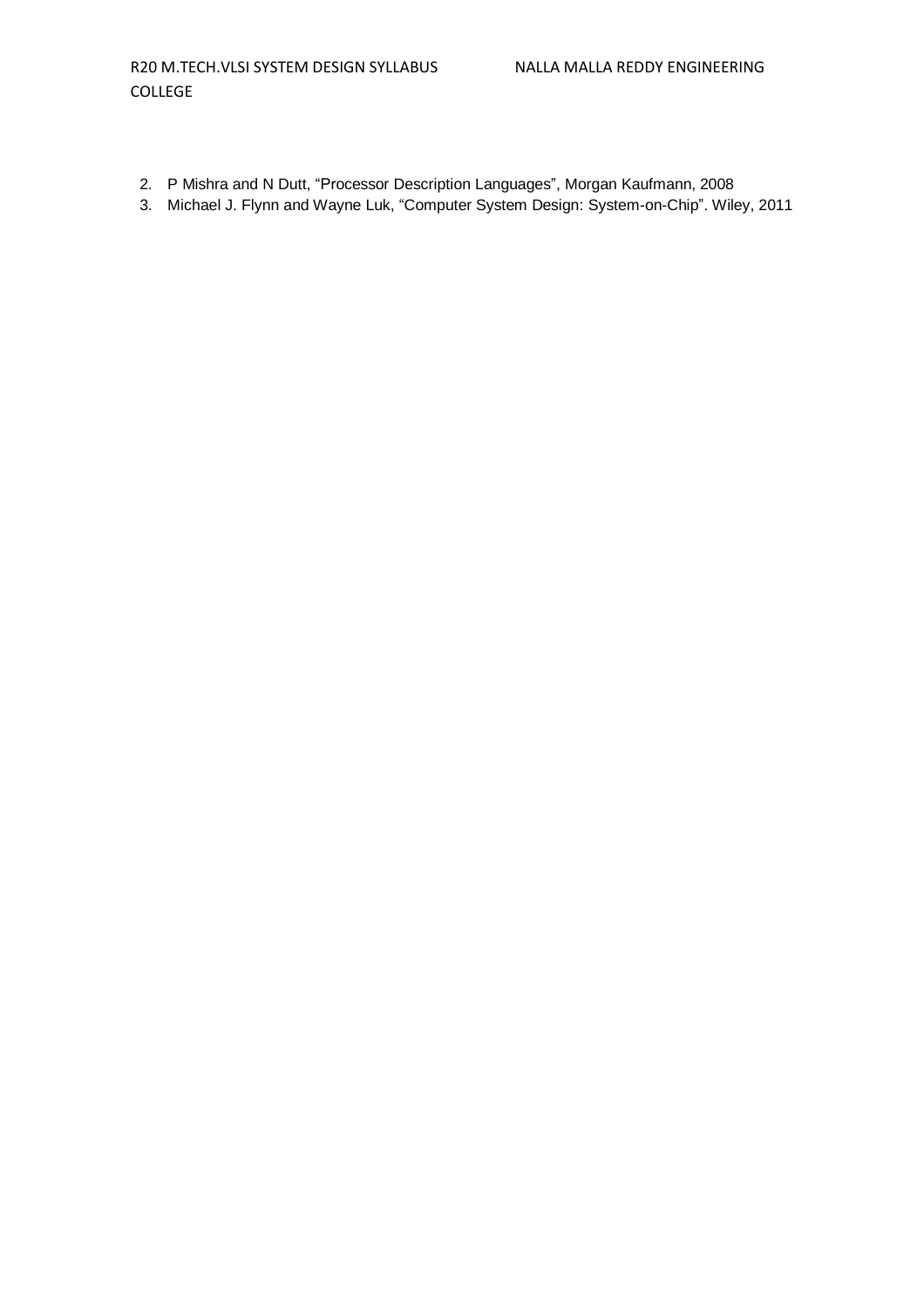2. P Mishra and N Dutt, “Processor Description Languages”, Morgan Kaufmann, 2008
3. Michael J. Flynn and Wayne Luk, “Computer System Design: System-on-Chip”. Wiley, 2011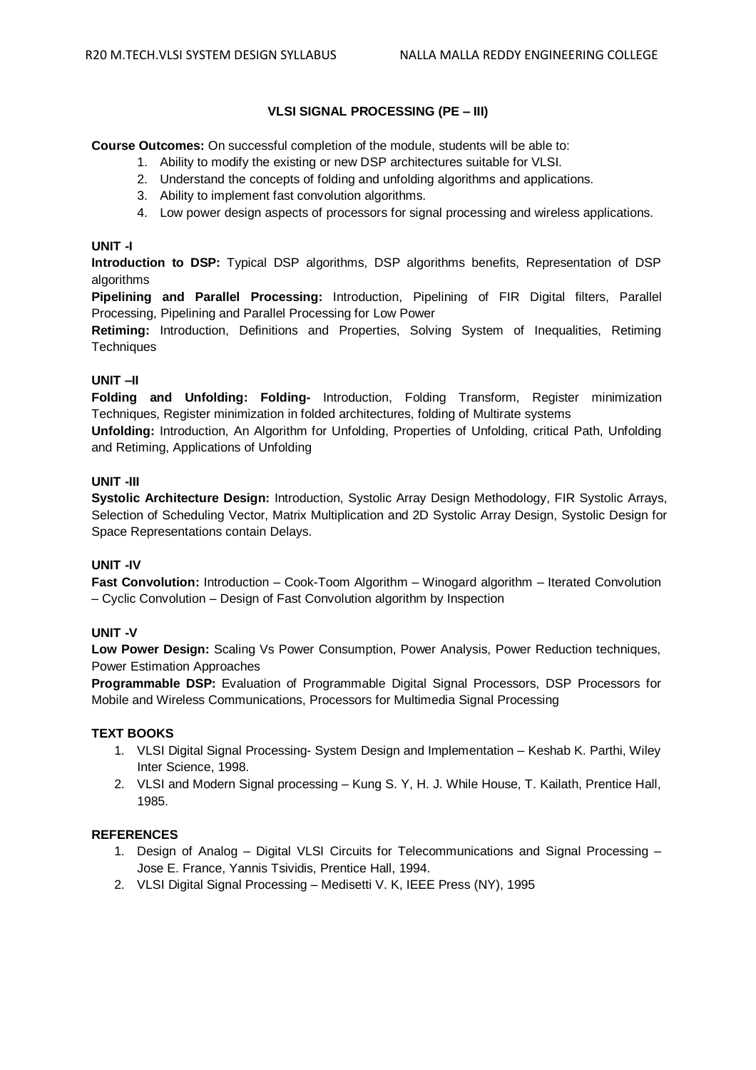## VLSI SIGNAL PROCESSING (PE – III)

**Course Outcomes:** On successful completion of the module, students will be able to:

1. Ability to modify the existing or new DSP architectures suitable for VLSI.
2. Understand the concepts of folding and unfolding algorithms and applications.
3. Ability to implement fast convolution algorithms.
4. Low power design aspects of processors for signal processing and wireless applications.

### UNIT -I

**Introduction to DSP:** Typical DSP algorithms, DSP algorithms benefits, Representation of DSP algorithms

**Pipelining and Parallel Processing:** Introduction, Pipelining of FIR Digital filters, Parallel Processing, Pipelining and Parallel Processing for Low Power

**Retiming:** Introduction, Definitions and Properties, Solving System of Inequalities, Retiming Techniques

### UNIT –II

**Folding and Unfolding: Folding-** Introduction, Folding Transform, Register minimization Techniques, Register minimization in folded architectures, folding of Multirate systems

**Unfolding:** Introduction, An Algorithm for Unfolding, Properties of Unfolding, critical Path, Unfolding and Retiming, Applications of Unfolding

### UNIT -III

**Systolic Architecture Design:** Introduction, Systolic Array Design Methodology, FIR Systolic Arrays, Selection of Scheduling Vector, Matrix Multiplication and 2D Systolic Array Design, Systolic Design for Space Representations contain Delays.

### UNIT -IV

**Fast Convolution:** Introduction – Cook-Toom Algorithm – Winogard algorithm – Iterated Convolution – Cyclic Convolution – Design of Fast Convolution algorithm by Inspection

### UNIT -V

**Low Power Design:** Scaling Vs Power Consumption, Power Analysis, Power Reduction techniques, Power Estimation Approaches

**Programmable DSP:** Evaluation of Programmable Digital Signal Processors, DSP Processors for Mobile and Wireless Communications, Processors for Multimedia Signal Processing

### TEXT BOOKS

1. VLSI Digital Signal Processing- System Design and Implementation – Keshab K. Parthi, Wiley Inter Science, 1998.
2. VLSI and Modern Signal processing – Kung S. Y, H. J. While House, T. Kailath, Prentice Hall, 1985.

### REFERENCES

1. Design of Analog – Digital VLSI Circuits for Telecommunications and Signal Processing – Jose E. France, Yannis Tsividis, Prentice Hall, 1994.
2. VLSI Digital Signal Processing – Medisetti V. K, IEEE Press (NY), 1995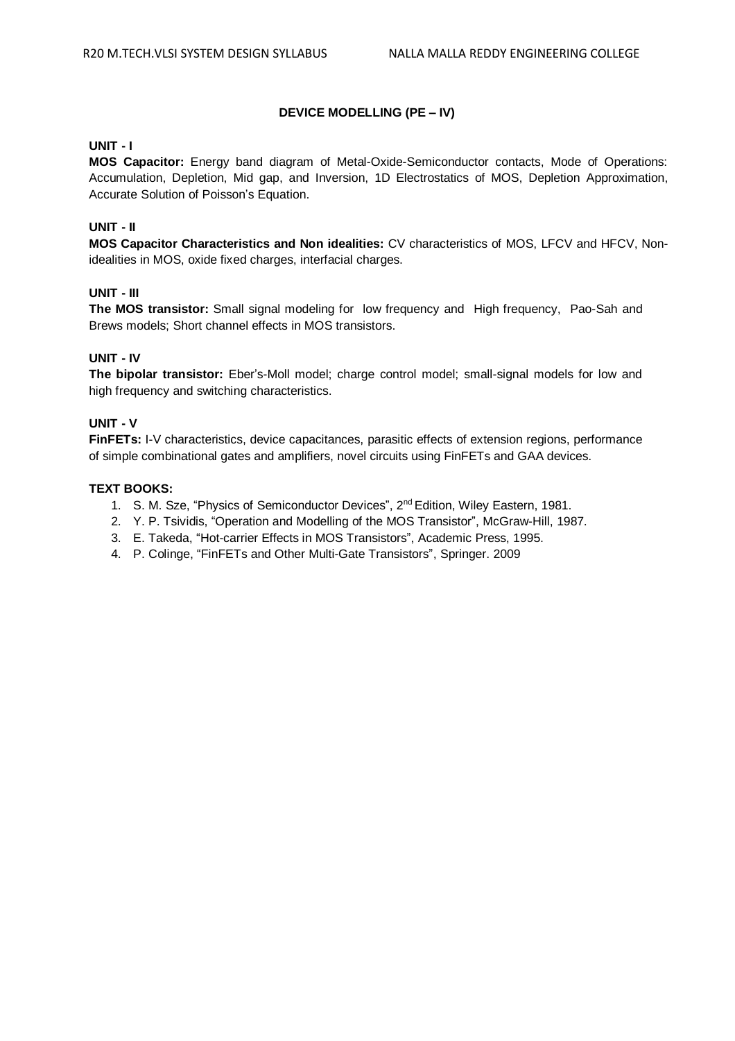## DEVICE MODELLING (PE – IV)

**UNIT - I**

**MOS Capacitor:** Energy band diagram of Metal-Oxide-Semiconductor contacts, Mode of Operations: Accumulation, Depletion, Mid gap, and Inversion, 1D Electrostatics of MOS, Depletion Approximation, Accurate Solution of Poisson's Equation.

**UNIT - II**

**MOS Capacitor Characteristics and Non idealities:** CV characteristics of MOS, LFCV and HFCV, Non-idealities in MOS, oxide fixed charges, interfacial charges.

**UNIT - III**

**The MOS transistor:** Small signal modeling for low frequency and High frequency, Pao-Sah and Brews models; Short channel effects in MOS transistors.

**UNIT - IV**

**The bipolar transistor:** Eber's-Moll model; charge control model; small-signal models for low and high frequency and switching characteristics.

**UNIT - V**

**FinFETs:** I-V characteristics, device capacitances, parasitic effects of extension regions, performance of simple combinational gates and amplifiers, novel circuits using FinFETs and GAA devices.

**TEXT BOOKS:**

1. S. M. Sze, "Physics of Semiconductor Devices", 2nd Edition, Wiley Eastern, 1981.
2. Y. P. Tsividis, "Operation and Modelling of the MOS Transistor", McGraw-Hill, 1987.
3. E. Takeda, "Hot-carrier Effects in MOS Transistors", Academic Press, 1995.
4. P. Colinge, "FinFETs and Other Multi-Gate Transistors", Springer. 2009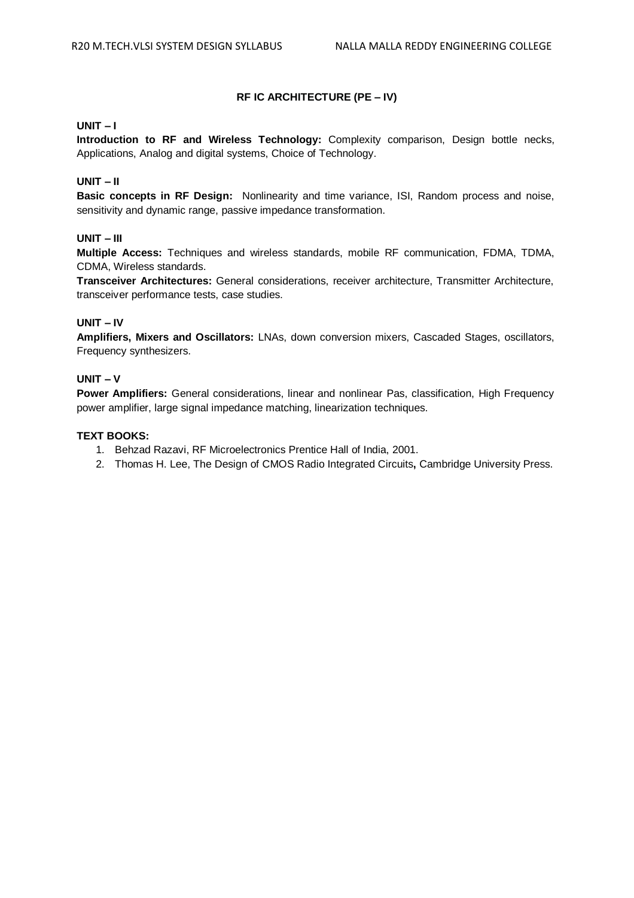## RF IC ARCHITECTURE (PE – IV)

**UNIT – I**

**Introduction to RF and Wireless Technology:** Complexity comparison, Design bottle necks, Applications, Analog and digital systems, Choice of Technology.

**UNIT – II**

**Basic concepts in RF Design:** Nonlinearity and time variance, ISI, Random process and noise, sensitivity and dynamic range, passive impedance transformation.

**UNIT – III**

**Multiple Access:** Techniques and wireless standards, mobile RF communication, FDMA, TDMA, CDMA, Wireless standards.

**Transceiver Architectures:** General considerations, receiver architecture, Transmitter Architecture, transceiver performance tests, case studies.

**UNIT – IV**

**Amplifiers, Mixers and Oscillators:** LNAs, down conversion mixers, Cascaded Stages, oscillators, Frequency synthesizers.

**UNIT – V**

**Power Amplifiers:** General considerations, linear and nonlinear Pas, classification, High Frequency power amplifier, large signal impedance matching, linearization techniques.

**TEXT BOOKS:**

1. Behzad Razavi, RF Microelectronics Prentice Hall of India, 2001.
2. Thomas H. Lee, The Design of CMOS Radio Integrated Circuits**,** Cambridge University Press.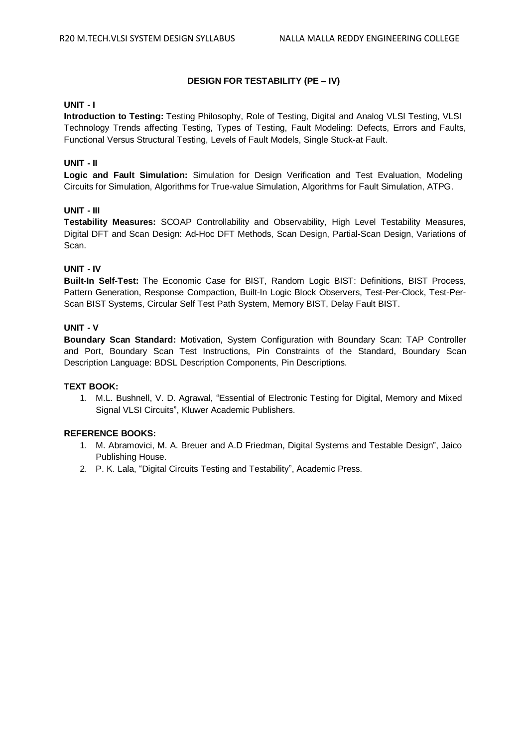## DESIGN FOR TESTABILITY (PE – IV)

### UNIT - I

**Introduction to Testing:** Testing Philosophy, Role of Testing, Digital and Analog VLSI Testing, VLSI Technology Trends affecting Testing, Types of Testing, Fault Modeling: Defects, Errors and Faults, Functional Versus Structural Testing, Levels of Fault Models, Single Stuck-at Fault.

### UNIT - II

**Logic and Fault Simulation:** Simulation for Design Verification and Test Evaluation, Modeling Circuits for Simulation, Algorithms for True-value Simulation, Algorithms for Fault Simulation, ATPG.

### UNIT - III

**Testability Measures:** SCOAP Controllability and Observability, High Level Testability Measures, Digital DFT and Scan Design: Ad-Hoc DFT Methods, Scan Design, Partial-Scan Design, Variations of Scan.

### UNIT - IV

**Built-In Self-Test:** The Economic Case for BIST, Random Logic BIST: Definitions, BIST Process, Pattern Generation, Response Compaction, Built-In Logic Block Observers, Test-Per-Clock, Test-Per-Scan BIST Systems, Circular Self Test Path System, Memory BIST, Delay Fault BIST.

### UNIT - V

**Boundary Scan Standard:** Motivation, System Configuration with Boundary Scan: TAP Controller and Port, Boundary Scan Test Instructions, Pin Constraints of the Standard, Boundary Scan Description Language: BDSL Description Components, Pin Descriptions.

### TEXT BOOK:

1. M.L. Bushnell, V. D. Agrawal, "Essential of Electronic Testing for Digital, Memory and Mixed Signal VLSI Circuits", Kluwer Academic Publishers.

### REFERENCE BOOKS:

1. M. Abramovici, M. A. Breuer and A.D Friedman, Digital Systems and Testable Design", Jaico Publishing House.
2. P. K. Lala, "Digital Circuits Testing and Testability", Academic Press.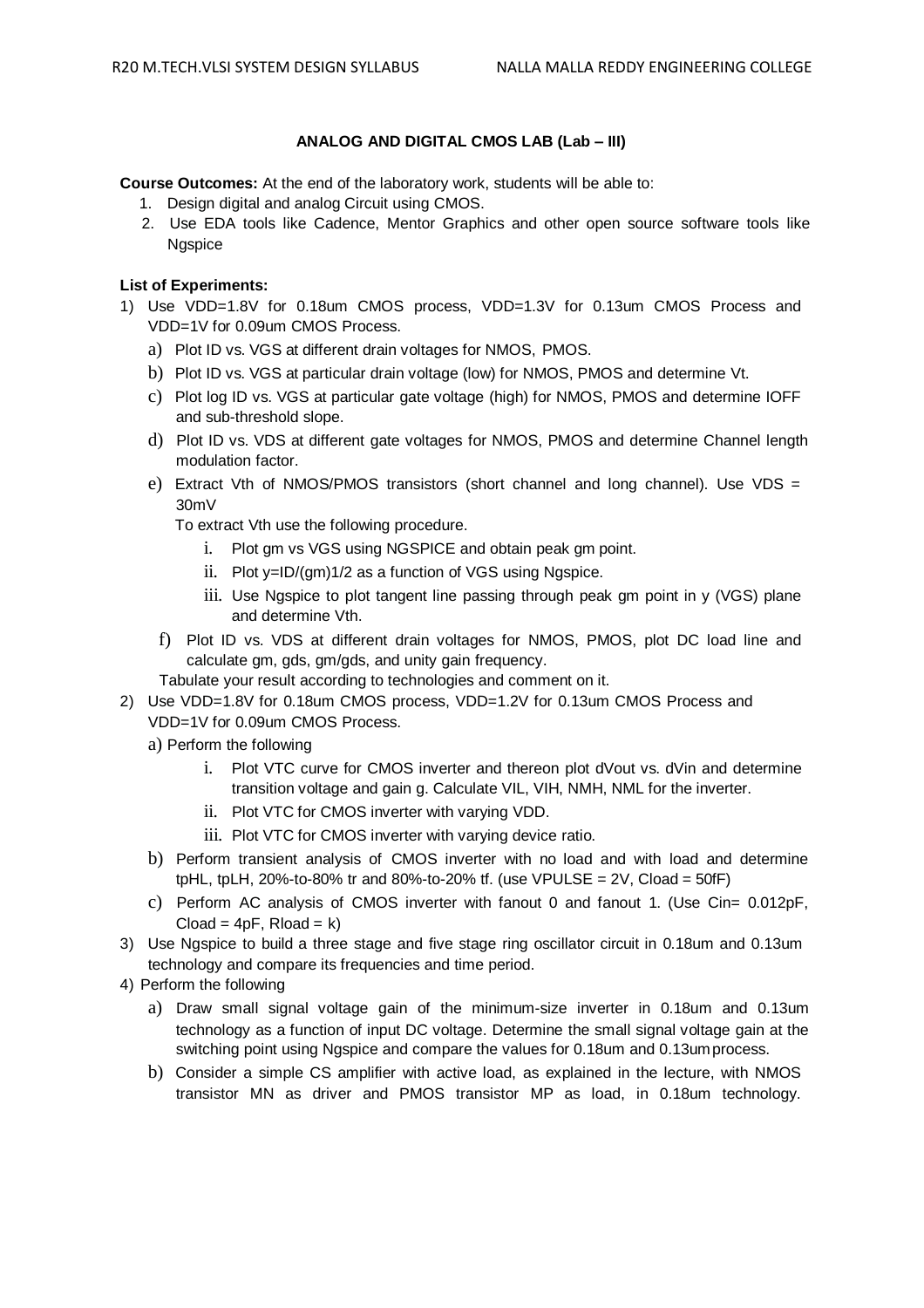### ANALOG AND DIGITAL CMOS LAB (Lab – III)

**Course Outcomes:** At the end of the laboratory work, students will be able to:

1. Design digital and analog Circuit using CMOS.
2. Use EDA tools like Cadence, Mentor Graphics and other open source software tools like Ngspice

**List of Experiments:**

1) Use VDD=1.8V for 0.18um CMOS process, VDD=1.3V for 0.13um CMOS Process and VDD=1V for 0.09um CMOS Process.
   a) Plot ID vs. VGS at different drain voltages for NMOS, PMOS.
   b) Plot ID vs. VGS at particular drain voltage (low) for NMOS, PMOS and determine Vt.
   c) Plot log ID vs. VGS at particular gate voltage (high) for NMOS, PMOS and determine IOFF and sub-threshold slope.
   d) Plot ID vs. VDS at different gate voltages for NMOS, PMOS and determine Channel length modulation factor.
   e) Extract Vth of NMOS/PMOS transistors (short channel and long channel). Use VDS = 30mV

      To extract Vth use the following procedure.
      i. Plot gm vs VGS using NGSPICE and obtain peak gm point.
      ii. Plot y=ID/(gm)1/2 as a function of VGS using Ngspice.
      iii. Use Ngspice to plot tangent line passing through peak gm point in y (VGS) plane and determine Vth.
   f) Plot ID vs. VDS at different drain voltages for NMOS, PMOS, plot DC load line and calculate gm, gds, gm/gds, and unity gain frequency.

   Tabulate your result according to technologies and comment on it.
2) Use VDD=1.8V for 0.18um CMOS process, VDD=1.2V for 0.13um CMOS Process and VDD=1V for 0.09um CMOS Process.
   a) Perform the following
      i. Plot VTC curve for CMOS inverter and thereon plot dVout vs. dVin and determine transition voltage and gain g. Calculate VIL, VIH, NMH, NML for the inverter.
      ii. Plot VTC for CMOS inverter with varying VDD.
      iii. Plot VTC for CMOS inverter with varying device ratio.
   b) Perform transient analysis of CMOS inverter with no load and with load and determine tpHL, tpLH, 20%-to-80% tr and 80%-to-20% tf. (use VPULSE = 2V, Cload = 50fF)
   c) Perform AC analysis of CMOS inverter with fanout 0 and fanout 1. (Use Cin= 0.012pF, Cload = 4pF, Rload = k)
3) Use Ngspice to build a three stage and five stage ring oscillator circuit in 0.18um and 0.13um technology and compare its frequencies and time period.
4) Perform the following
   a) Draw small signal voltage gain of the minimum-size inverter in 0.18um and 0.13um technology as a function of input DC voltage. Determine the small signal voltage gain at the switching point using Ngspice and compare the values for 0.18um and 0.13um process.
   b) Consider a simple CS amplifier with active load, as explained in the lecture, with NMOS transistor MN as driver and PMOS transistor MP as load, in 0.18um technology.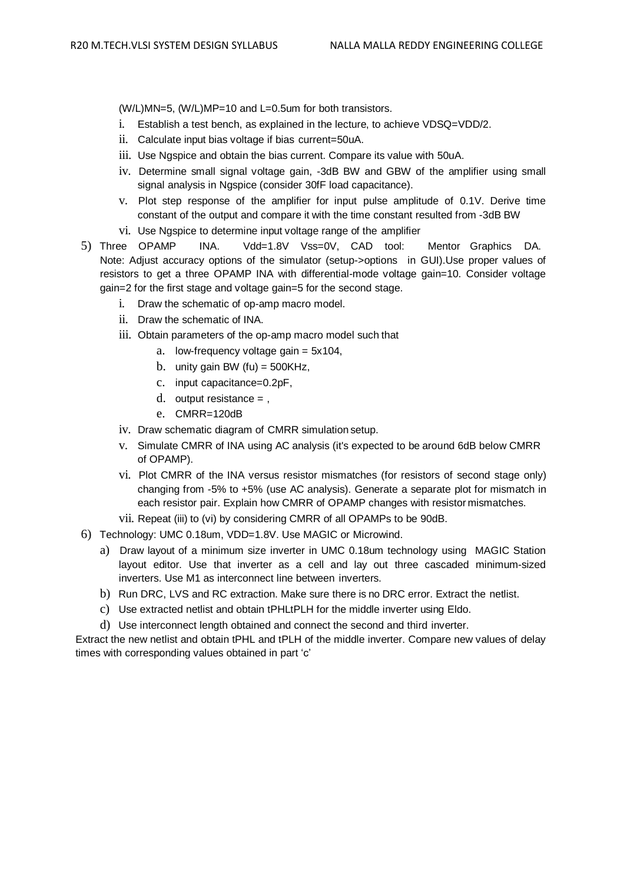(W/L)MN=5, (W/L)MP=10 and L=0.5um for both transistors.

i. Establish a test bench, as explained in the lecture, to achieve VDSQ=VDD/2.
ii. Calculate input bias voltage if bias current=50uA.
iii. Use Ngspice and obtain the bias current. Compare its value with 50uA.
iv. Determine small signal voltage gain, -3dB BW and GBW of the amplifier using small signal analysis in Ngspice (consider 30fF load capacitance).
v. Plot step response of the amplifier for input pulse amplitude of 0.1V. Derive time constant of the output and compare it with the time constant resulted from -3dB BW
vi. Use Ngspice to determine input voltage range of the amplifier

5) Three OPAMP INA. Vdd=1.8V Vss=0V, CAD tool: Mentor Graphics DA. Note: Adjust accuracy options of the simulator (setup->options in GUI).Use proper values of resistors to get a three OPAMP INA with differential-mode voltage gain=10. Consider voltage gain=2 for the first stage and voltage gain=5 for the second stage.
   i. Draw the schematic of op-amp macro model.
   ii. Draw the schematic of INA.
   iii. Obtain parameters of the op-amp macro model such that
      a. low-frequency voltage gain = 5x104,
      b. unity gain BW (fu) = 500KHz,
      c. input capacitance=0.2pF,
      d. output resistance = ,
      e. CMRR=120dB
   iv. Draw schematic diagram of CMRR simulation setup.
   v. Simulate CMRR of INA using AC analysis (it's expected to be around 6dB below CMRR of OPAMP).
   vi. Plot CMRR of the INA versus resistor mismatches (for resistors of second stage only) changing from -5% to +5% (use AC analysis). Generate a separate plot for mismatch in each resistor pair. Explain how CMRR of OPAMP changes with resistor mismatches.
   vii. Repeat (iii) to (vi) by considering CMRR of all OPAMPs to be 90dB.

6) Technology: UMC 0.18um, VDD=1.8V. Use MAGIC or Microwind.
   a) Draw layout of a minimum size inverter in UMC 0.18um technology using MAGIC Station layout editor. Use that inverter as a cell and lay out three cascaded minimum-sized inverters. Use M1 as interconnect line between inverters.
   b) Run DRC, LVS and RC extraction. Make sure there is no DRC error. Extract the netlist.
   c) Use extracted netlist and obtain tPHLtPLH for the middle inverter using Eldo.
   d) Use interconnect length obtained and connect the second and third inverter.

Extract the new netlist and obtain tPHL and tPLH of the middle inverter. Compare new values of delay times with corresponding values obtained in part 'c'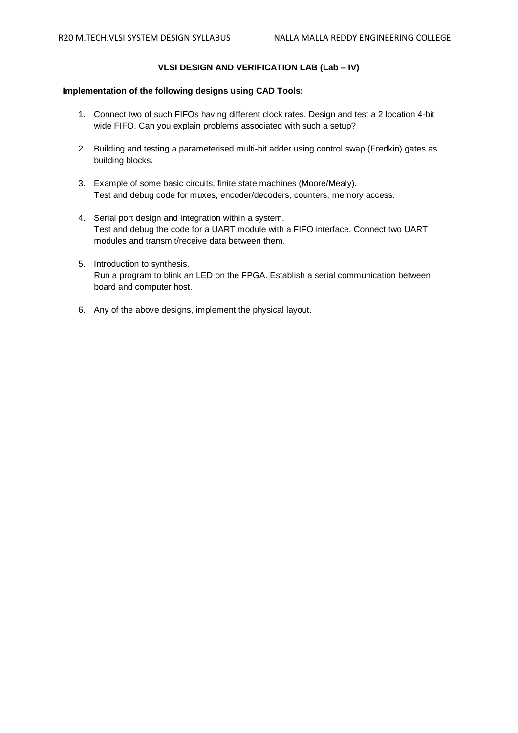## VLSI DESIGN AND VERIFICATION LAB (Lab – IV)

**Implementation of the following designs using CAD Tools:**

1. Connect two of such FIFOs having different clock rates. Design and test a 2 location 4-bit wide FIFO. Can you explain problems associated with such a setup?

2. Building and testing a parameterised multi-bit adder using control swap (Fredkin) gates as building blocks.

3. Example of some basic circuits, finite state machines (Moore/Mealy).
   Test and debug code for muxes, encoder/decoders, counters, memory access.

4. Serial port design and integration within a system.
   Test and debug the code for a UART module with a FIFO interface. Connect two UART modules and transmit/receive data between them.

5. Introduction to synthesis.
   Run a program to blink an LED on the FPGA. Establish a serial communication between board and computer host.

6. Any of the above designs, implement the physical layout.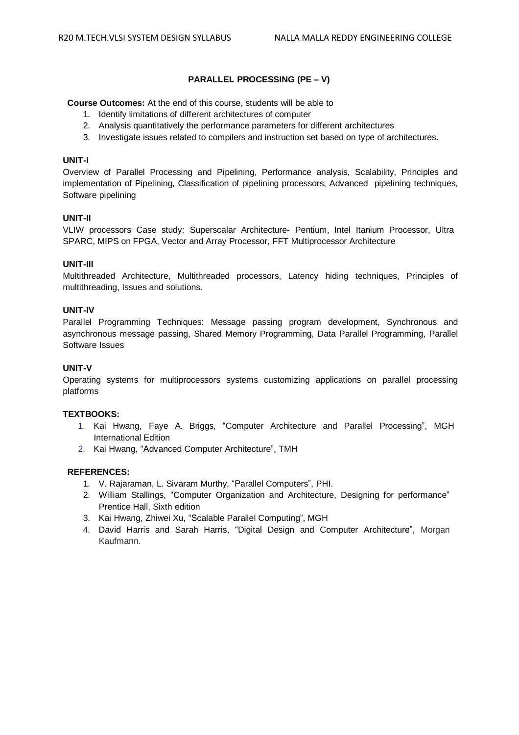## PARALLEL PROCESSING (PE – V)

**Course Outcomes:** At the end of this course, students will be able to

1. Identify limitations of different architectures of computer
2. Analysis quantitatively the performance parameters for different architectures
3. Investigate issues related to compilers and instruction set based on type of architectures.

### UNIT-I

Overview of Parallel Processing and Pipelining, Performance analysis, Scalability, Principles and implementation of Pipelining, Classification of pipelining processors, Advanced pipelining techniques, Software pipelining

### UNIT-II

VLIW processors Case study: Superscalar Architecture- Pentium, Intel Itanium Processor, Ultra SPARC, MIPS on FPGA, Vector and Array Processor, FFT Multiprocessor Architecture

### UNIT-III

Multithreaded Architecture, Multithreaded processors, Latency hiding techniques, Principles of multithreading, Issues and solutions.

### UNIT-IV

Parallel Programming Techniques: Message passing program development, Synchronous and asynchronous message passing, Shared Memory Programming, Data Parallel Programming, Parallel Software Issues

### UNIT-V

Operating systems for multiprocessors systems customizing applications on parallel processing platforms

### TEXTBOOKS:

1. Kai Hwang, Faye A. Briggs, "Computer Architecture and Parallel Processing", MGH International Edition
2. Kai Hwang, "Advanced Computer Architecture", TMH

### REFERENCES:

1. V. Rajaraman, L. Sivaram Murthy, "Parallel Computers", PHI.
2. William Stallings, "Computer Organization and Architecture, Designing for performance" Prentice Hall, Sixth edition
3. Kai Hwang, Zhiwei Xu, "Scalable Parallel Computing", MGH
4. David Harris and Sarah Harris, "Digital Design and Computer Architecture", Morgan Kaufmann.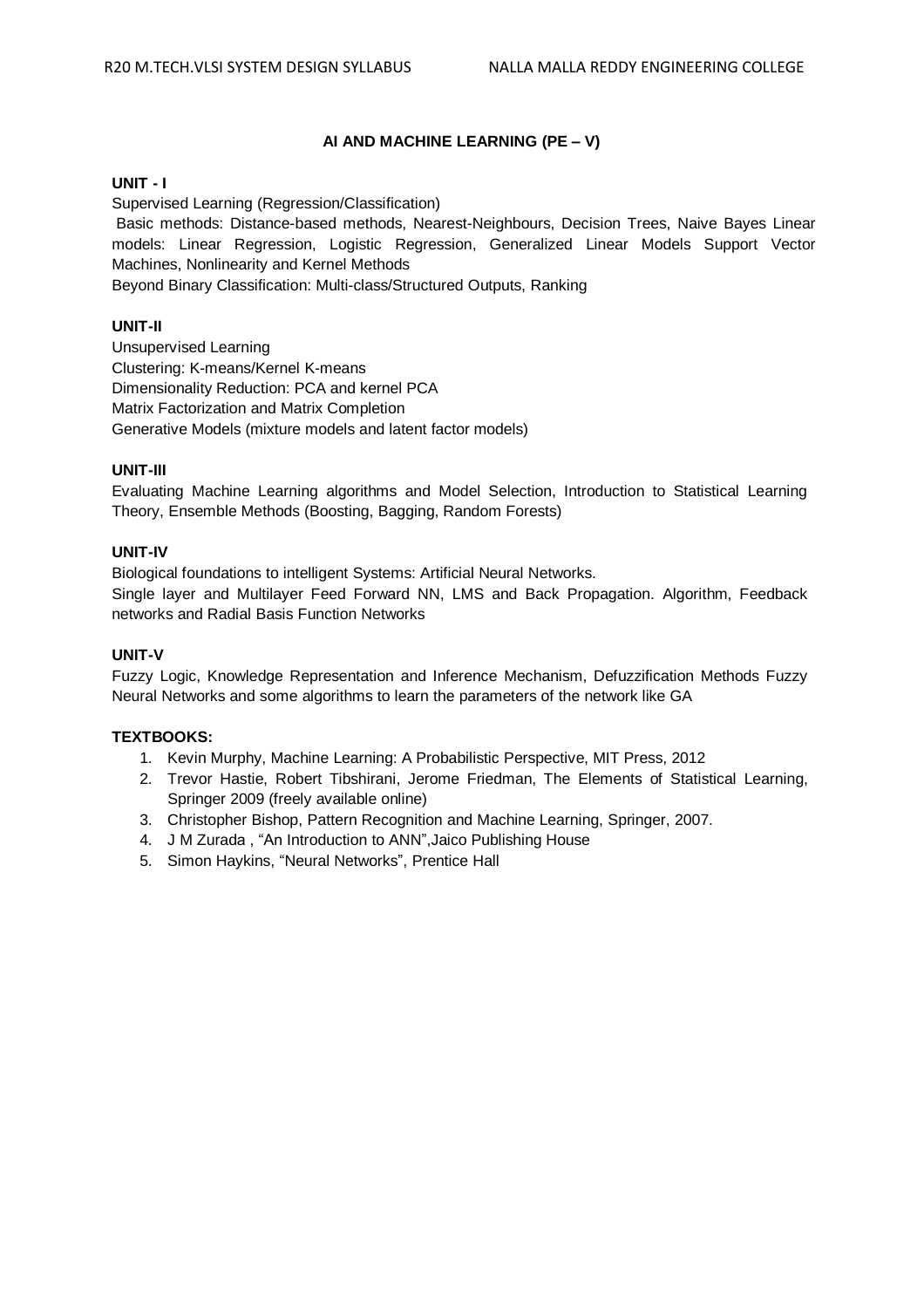## AI AND MACHINE LEARNING (PE – V)

**UNIT - I**

Supervised Learning (Regression/Classification)

Basic methods: Distance-based methods, Nearest-Neighbours, Decision Trees, Naive Bayes Linear models: Linear Regression, Logistic Regression, Generalized Linear Models Support Vector Machines, Nonlinearity and Kernel Methods

Beyond Binary Classification: Multi-class/Structured Outputs, Ranking

**UNIT-II**

Unsupervised Learning

Clustering: K-means/Kernel K-means

Dimensionality Reduction: PCA and kernel PCA

Matrix Factorization and Matrix Completion

Generative Models (mixture models and latent factor models)

**UNIT-III**

Evaluating Machine Learning algorithms and Model Selection, Introduction to Statistical Learning Theory, Ensemble Methods (Boosting, Bagging, Random Forests)

**UNIT-IV**

Biological foundations to intelligent Systems: Artificial Neural Networks.

Single layer and Multilayer Feed Forward NN, LMS and Back Propagation. Algorithm, Feedback networks and Radial Basis Function Networks

**UNIT-V**

Fuzzy Logic, Knowledge Representation and Inference Mechanism, Defuzzification Methods Fuzzy Neural Networks and some algorithms to learn the parameters of the network like GA

**TEXTBOOKS:**

1. Kevin Murphy, Machine Learning: A Probabilistic Perspective, MIT Press, 2012
2. Trevor Hastie, Robert Tibshirani, Jerome Friedman, The Elements of Statistical Learning, Springer 2009 (freely available online)
3. Christopher Bishop, Pattern Recognition and Machine Learning, Springer, 2007.
4. J M Zurada , "An Introduction to ANN",Jaico Publishing House
5. Simon Haykins, "Neural Networks", Prentice Hall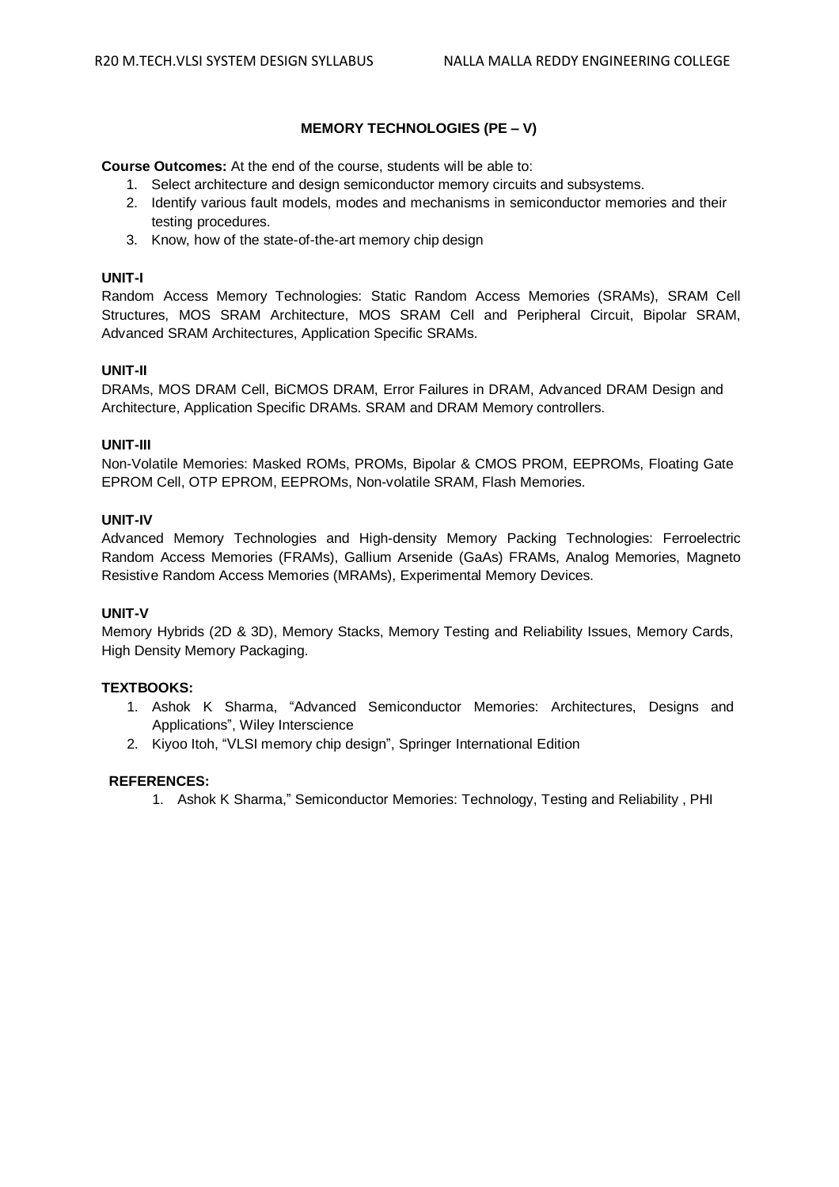## MEMORY TECHNOLOGIES (PE – V)

**Course Outcomes:** At the end of the course, students will be able to:

1. Select architecture and design semiconductor memory circuits and subsystems.
2. Identify various fault models, modes and mechanisms in semiconductor memories and their testing procedures.
3. Know, how of the state-of-the-art memory chip design

### UNIT-I

Random Access Memory Technologies: Static Random Access Memories (SRAMs), SRAM Cell Structures, MOS SRAM Architecture, MOS SRAM Cell and Peripheral Circuit, Bipolar SRAM, Advanced SRAM Architectures, Application Specific SRAMs.

### UNIT-II

DRAMs, MOS DRAM Cell, BiCMOS DRAM, Error Failures in DRAM, Advanced DRAM Design and Architecture, Application Specific DRAMs. SRAM and DRAM Memory controllers.

### UNIT-III

Non-Volatile Memories: Masked ROMs, PROMs, Bipolar & CMOS PROM, EEPROMs, Floating Gate EPROM Cell, OTP EPROM, EEPROMs, Non-volatile SRAM, Flash Memories.

### UNIT-IV

Advanced Memory Technologies and High-density Memory Packing Technologies: Ferroelectric Random Access Memories (FRAMs), Gallium Arsenide (GaAs) FRAMs, Analog Memories, Magneto Resistive Random Access Memories (MRAMs), Experimental Memory Devices.

### UNIT-V

Memory Hybrids (2D & 3D), Memory Stacks, Memory Testing and Reliability Issues, Memory Cards, High Density Memory Packaging.

### TEXTBOOKS:

1. Ashok K Sharma, "Advanced Semiconductor Memories: Architectures, Designs and Applications", Wiley Interscience
2. Kiyoo Itoh, "VLSI memory chip design", Springer International Edition

### REFERENCES:

1. Ashok K Sharma," Semiconductor Memories: Technology, Testing and Reliability , PHI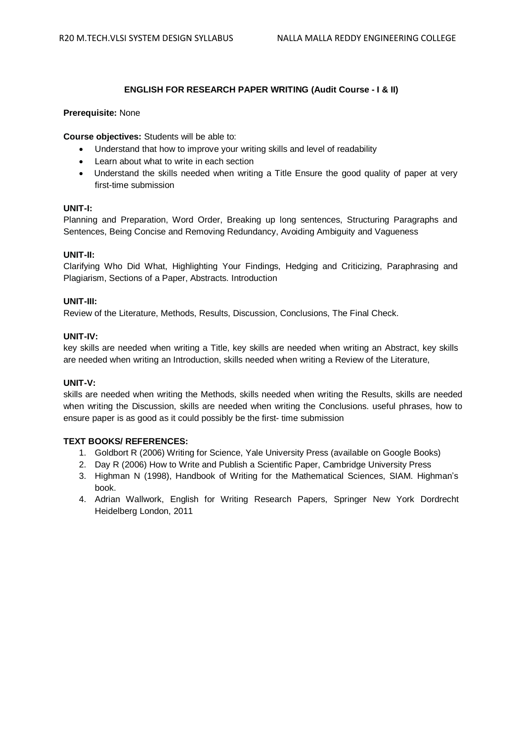## ENGLISH FOR RESEARCH PAPER WRITING (Audit Course - I & II)

**Prerequisite:** None

**Course objectives:** Students will be able to:

- Understand that how to improve your writing skills and level of readability
- Learn about what to write in each section
- Understand the skills needed when writing a Title Ensure the good quality of paper at very first-time submission

**UNIT-I:**

Planning and Preparation, Word Order, Breaking up long sentences, Structuring Paragraphs and Sentences, Being Concise and Removing Redundancy, Avoiding Ambiguity and Vagueness

**UNIT-II:**

Clarifying Who Did What, Highlighting Your Findings, Hedging and Criticizing, Paraphrasing and Plagiarism, Sections of a Paper, Abstracts. Introduction

**UNIT-III:**

Review of the Literature, Methods, Results, Discussion, Conclusions, The Final Check.

**UNIT-IV:**

key skills are needed when writing a Title, key skills are needed when writing an Abstract, key skills are needed when writing an Introduction, skills needed when writing a Review of the Literature,

**UNIT-V:**

skills are needed when writing the Methods, skills needed when writing the Results, skills are needed when writing the Discussion, skills are needed when writing the Conclusions. useful phrases, how to ensure paper is as good as it could possibly be the first- time submission

**TEXT BOOKS/ REFERENCES:**

1. Goldbort R (2006) Writing for Science, Yale University Press (available on Google Books)
2. Day R (2006) How to Write and Publish a Scientific Paper, Cambridge University Press
3. Highman N (1998), Handbook of Writing for the Mathematical Sciences, SIAM. Highman's book.
4. Adrian Wallwork, English for Writing Research Papers, Springer New York Dordrecht Heidelberg London, 2011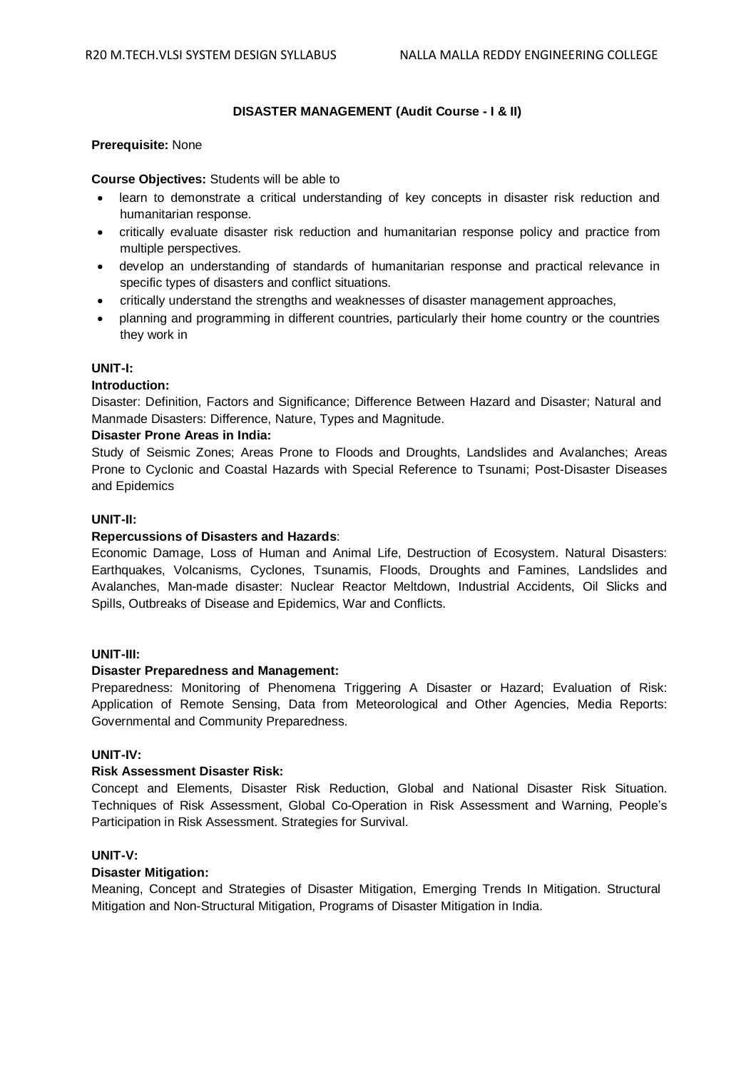## DISASTER MANAGEMENT (Audit Course - I & II)

**Prerequisite:** None

**Course Objectives:** Students will be able to

- learn to demonstrate a critical understanding of key concepts in disaster risk reduction and humanitarian response.
- critically evaluate disaster risk reduction and humanitarian response policy and practice from multiple perspectives.
- develop an understanding of standards of humanitarian response and practical relevance in specific types of disasters and conflict situations.
- critically understand the strengths and weaknesses of disaster management approaches,
- planning and programming in different countries, particularly their home country or the countries they work in

**UNIT-I:**

**Introduction:**

Disaster: Definition, Factors and Significance; Difference Between Hazard and Disaster; Natural and Manmade Disasters: Difference, Nature, Types and Magnitude.

**Disaster Prone Areas in India:**

Study of Seismic Zones; Areas Prone to Floods and Droughts, Landslides and Avalanches; Areas Prone to Cyclonic and Coastal Hazards with Special Reference to Tsunami; Post-Disaster Diseases and Epidemics

**UNIT-II:**

**Repercussions of Disasters and Hazards**:

Economic Damage, Loss of Human and Animal Life, Destruction of Ecosystem. Natural Disasters: Earthquakes, Volcanisms, Cyclones, Tsunamis, Floods, Droughts and Famines, Landslides and Avalanches, Man-made disaster: Nuclear Reactor Meltdown, Industrial Accidents, Oil Slicks and Spills, Outbreaks of Disease and Epidemics, War and Conflicts.

**UNIT-III:**

**Disaster Preparedness and Management:**

Preparedness: Monitoring of Phenomena Triggering A Disaster or Hazard; Evaluation of Risk: Application of Remote Sensing, Data from Meteorological and Other Agencies, Media Reports: Governmental and Community Preparedness.

**UNIT-IV:**

**Risk Assessment Disaster Risk:**

Concept and Elements, Disaster Risk Reduction, Global and National Disaster Risk Situation. Techniques of Risk Assessment, Global Co-Operation in Risk Assessment and Warning, People's Participation in Risk Assessment. Strategies for Survival.

**UNIT-V:**

**Disaster Mitigation:**

Meaning, Concept and Strategies of Disaster Mitigation, Emerging Trends In Mitigation. Structural Mitigation and Non-Structural Mitigation, Programs of Disaster Mitigation in India.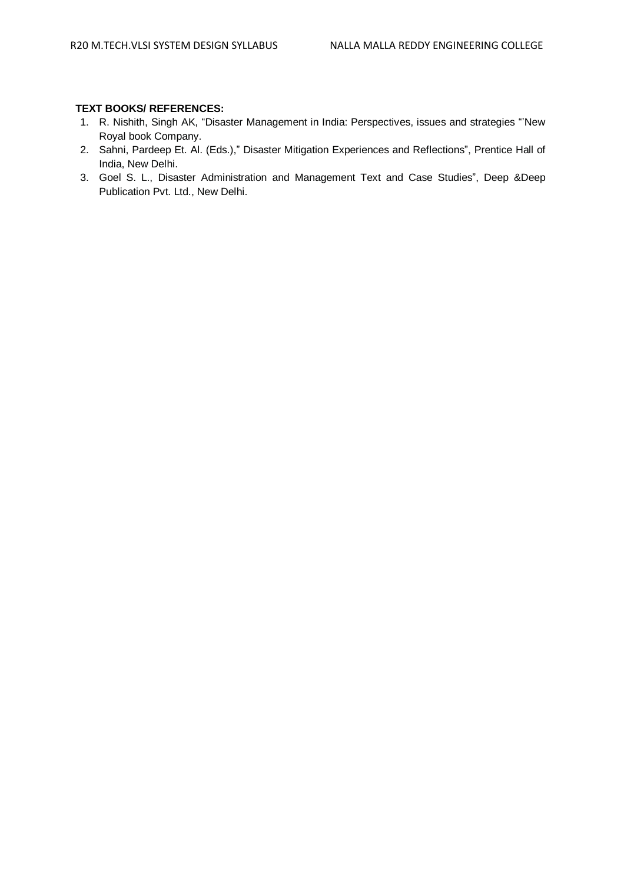**TEXT BOOKS/ REFERENCES:**

1. R. Nishith, Singh AK, “Disaster Management in India: Perspectives, issues and strategies “’New Royal book Company.
2. Sahni, Pardeep Et. Al. (Eds.),” Disaster Mitigation Experiences and Reflections”, Prentice Hall of India, New Delhi.
3. Goel S. L., Disaster Administration and Management Text and Case Studies”, Deep &Deep Publication Pvt. Ltd., New Delhi.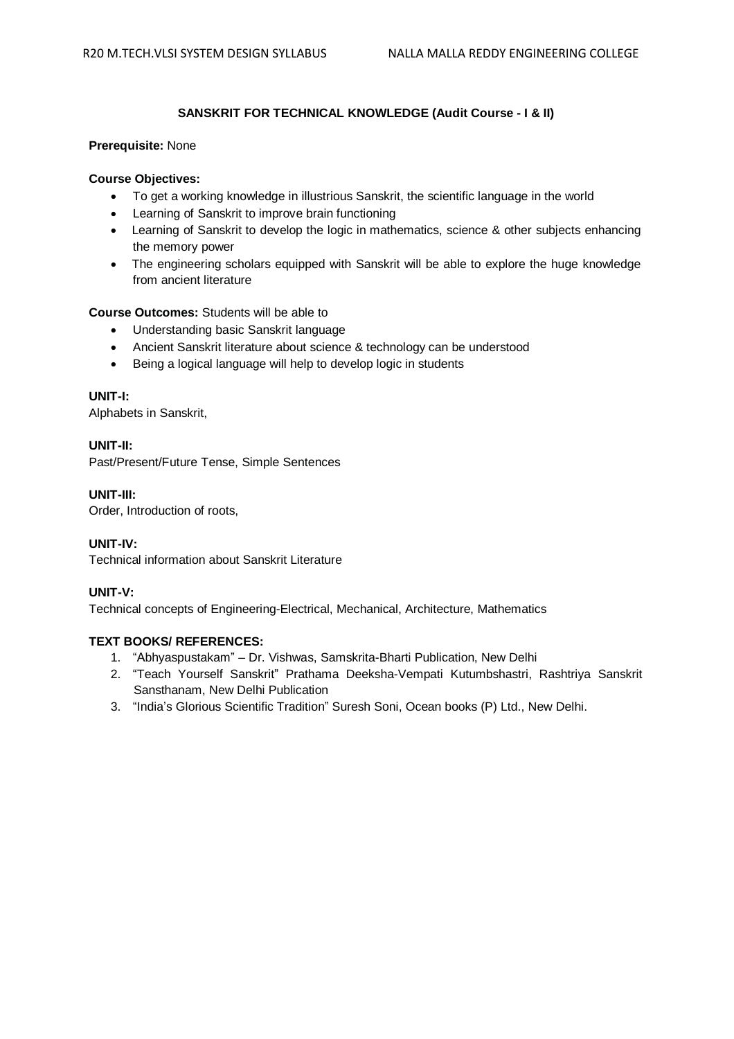## SANSKRIT FOR TECHNICAL KNOWLEDGE (Audit Course - I & II)

**Prerequisite:** None

**Course Objectives:**

- To get a working knowledge in illustrious Sanskrit, the scientific language in the world
- Learning of Sanskrit to improve brain functioning
- Learning of Sanskrit to develop the logic in mathematics, science & other subjects enhancing the memory power
- The engineering scholars equipped with Sanskrit will be able to explore the huge knowledge from ancient literature

**Course Outcomes:** Students will be able to

- Understanding basic Sanskrit language
- Ancient Sanskrit literature about science & technology can be understood
- Being a logical language will help to develop logic in students

**UNIT-I:**

Alphabets in Sanskrit,

**UNIT-II:**

Past/Present/Future Tense, Simple Sentences

**UNIT-III:**

Order, Introduction of roots,

**UNIT-IV:**

Technical information about Sanskrit Literature

**UNIT-V:**

Technical concepts of Engineering-Electrical, Mechanical, Architecture, Mathematics

**TEXT BOOKS/ REFERENCES:**

1. "Abhyaspustakam" – Dr. Vishwas, Samskrita-Bharti Publication, New Delhi
2. "Teach Yourself Sanskrit" Prathama Deeksha-Vempati Kutumbshastri, Rashtriya Sanskrit Sansthanam, New Delhi Publication
3. "India's Glorious Scientific Tradition" Suresh Soni, Ocean books (P) Ltd., New Delhi.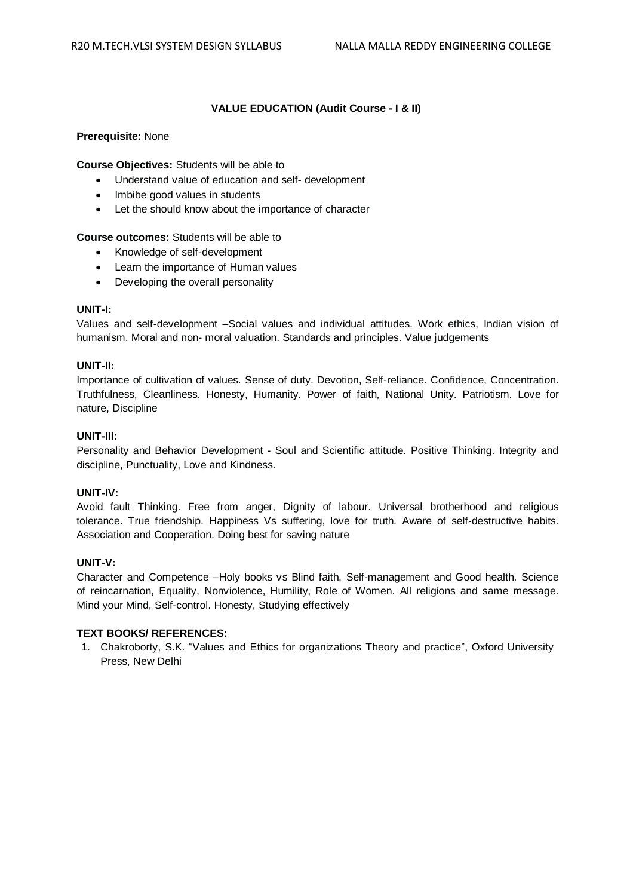### VALUE EDUCATION (Audit Course - I & II)

**Prerequisite:** None

**Course Objectives:** Students will be able to

- Understand value of education and self- development
- Imbibe good values in students
- Let the should know about the importance of character

**Course outcomes:** Students will be able to

- Knowledge of self-development
- Learn the importance of Human values
- Developing the overall personality

**UNIT-I:**

Values and self-development –Social values and individual attitudes. Work ethics, Indian vision of humanism. Moral and non- moral valuation. Standards and principles. Value judgements

**UNIT-II:**

Importance of cultivation of values. Sense of duty. Devotion, Self-reliance. Confidence, Concentration. Truthfulness, Cleanliness. Honesty, Humanity. Power of faith, National Unity. Patriotism. Love for nature, Discipline

**UNIT-III:**

Personality and Behavior Development - Soul and Scientific attitude. Positive Thinking. Integrity and discipline, Punctuality, Love and Kindness.

**UNIT-IV:**

Avoid fault Thinking. Free from anger, Dignity of labour. Universal brotherhood and religious tolerance. True friendship. Happiness Vs suffering, love for truth. Aware of self-destructive habits. Association and Cooperation. Doing best for saving nature

**UNIT-V:**

Character and Competence –Holy books vs Blind faith. Self-management and Good health. Science of reincarnation, Equality, Nonviolence, Humility, Role of Women. All religions and same message. Mind your Mind, Self-control. Honesty, Studying effectively

**TEXT BOOKS/ REFERENCES:**

1. Chakroborty, S.K. "Values and Ethics for organizations Theory and practice", Oxford University Press, New Delhi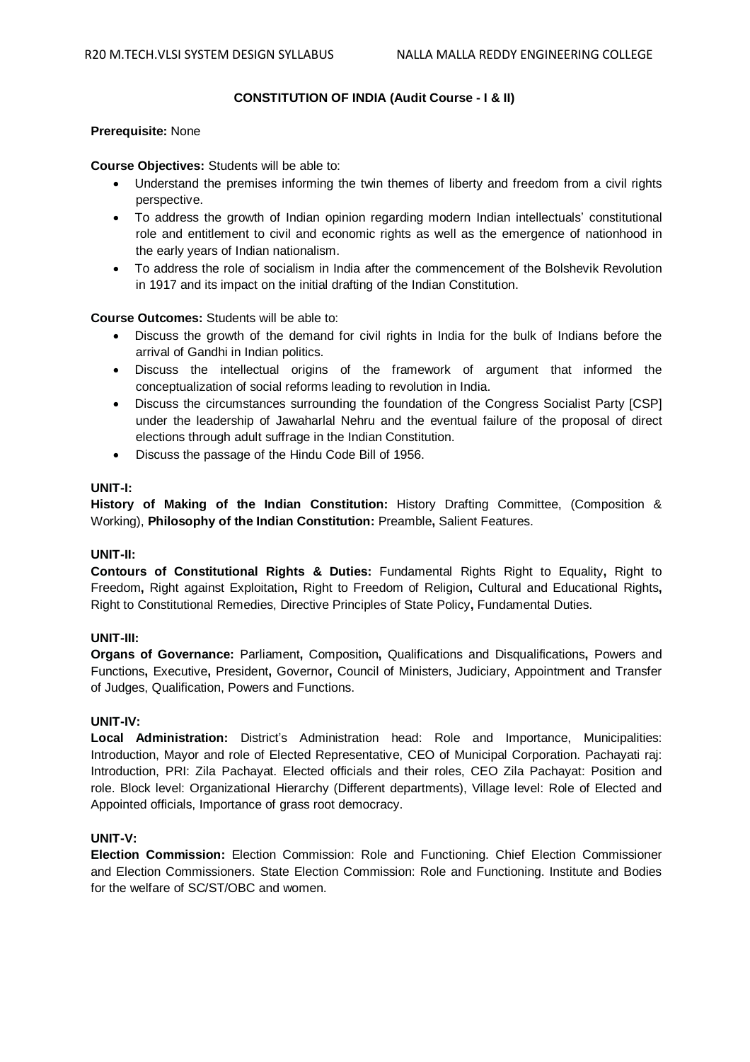## CONSTITUTION OF INDIA (Audit Course - I & II)

**Prerequisite:** None

**Course Objectives:** Students will be able to:

- Understand the premises informing the twin themes of liberty and freedom from a civil rights perspective.
- To address the growth of Indian opinion regarding modern Indian intellectuals' constitutional role and entitlement to civil and economic rights as well as the emergence of nationhood in the early years of Indian nationalism.
- To address the role of socialism in India after the commencement of the Bolshevik Revolution in 1917 and its impact on the initial drafting of the Indian Constitution.

**Course Outcomes:** Students will be able to:

- Discuss the growth of the demand for civil rights in India for the bulk of Indians before the arrival of Gandhi in Indian politics.
- Discuss the intellectual origins of the framework of argument that informed the conceptualization of social reforms leading to revolution in India.
- Discuss the circumstances surrounding the foundation of the Congress Socialist Party [CSP] under the leadership of Jawaharlal Nehru and the eventual failure of the proposal of direct elections through adult suffrage in the Indian Constitution.
- Discuss the passage of the Hindu Code Bill of 1956.

**UNIT-I:**

**History of Making of the Indian Constitution:** History Drafting Committee, (Composition & Working), **Philosophy of the Indian Constitution:** Preamble**,** Salient Features.

**UNIT-II:**

**Contours of Constitutional Rights & Duties:** Fundamental Rights Right to Equality**,** Right to Freedom**,** Right against Exploitation**,** Right to Freedom of Religion**,** Cultural and Educational Rights**,** Right to Constitutional Remedies, Directive Principles of State Policy**,** Fundamental Duties.

**UNIT-III:**

**Organs of Governance:** Parliament**,** Composition**,** Qualifications and Disqualifications**,** Powers and Functions**,** Executive**,** President**,** Governor**,** Council of Ministers, Judiciary, Appointment and Transfer of Judges, Qualification, Powers and Functions.

**UNIT-IV:**

**Local Administration:** District's Administration head: Role and Importance, Municipalities: Introduction, Mayor and role of Elected Representative, CEO of Municipal Corporation. Pachayati raj: Introduction, PRI: Zila Pachayat. Elected officials and their roles, CEO Zila Pachayat: Position and role. Block level: Organizational Hierarchy (Different departments), Village level: Role of Elected and Appointed officials, Importance of grass root democracy.

**UNIT-V:**

**Election Commission:** Election Commission: Role and Functioning. Chief Election Commissioner and Election Commissioners. State Election Commission: Role and Functioning. Institute and Bodies for the welfare of SC/ST/OBC and women.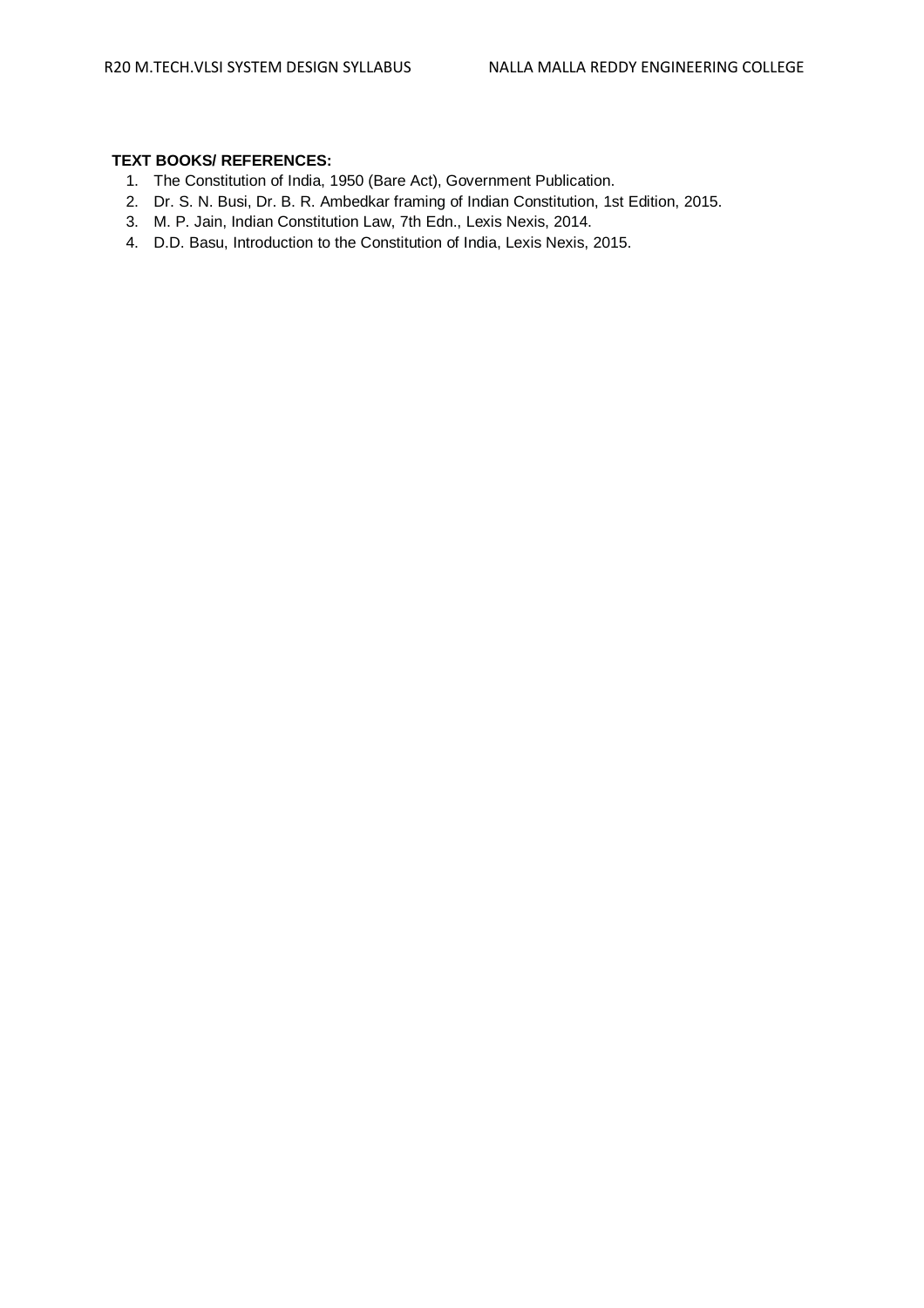**TEXT BOOKS/ REFERENCES:**

1. The Constitution of India, 1950 (Bare Act), Government Publication.
2. Dr. S. N. Busi, Dr. B. R. Ambedkar framing of Indian Constitution, 1st Edition, 2015.
3. M. P. Jain, Indian Constitution Law, 7th Edn., Lexis Nexis, 2014.
4. D.D. Basu, Introduction to the Constitution of India, Lexis Nexis, 2015.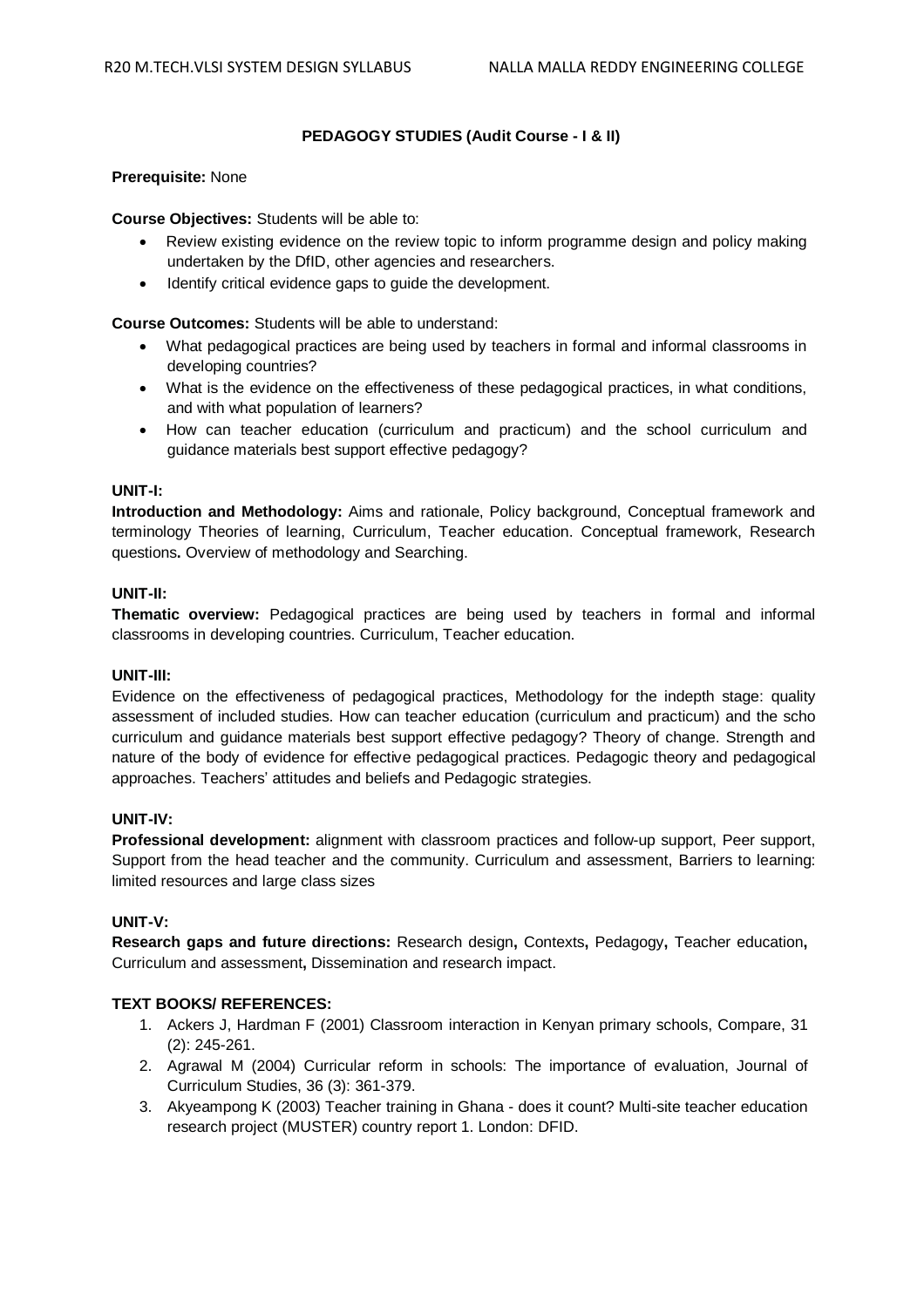## PEDAGOGY STUDIES (Audit Course - I & II)

**Prerequisite:** None

**Course Objectives:** Students will be able to:

- Review existing evidence on the review topic to inform programme design and policy making undertaken by the DfID, other agencies and researchers.
- Identify critical evidence gaps to guide the development.

**Course Outcomes:** Students will be able to understand:

- What pedagogical practices are being used by teachers in formal and informal classrooms in developing countries?
- What is the evidence on the effectiveness of these pedagogical practices, in what conditions, and with what population of learners?
- How can teacher education (curriculum and practicum) and the school curriculum and guidance materials best support effective pedagogy?

**UNIT-I:**

**Introduction and Methodology:** Aims and rationale, Policy background, Conceptual framework and terminology Theories of learning, Curriculum, Teacher education. Conceptual framework, Research questions**.** Overview of methodology and Searching.

**UNIT-II:**

**Thematic overview:** Pedagogical practices are being used by teachers in formal and informal classrooms in developing countries. Curriculum, Teacher education.

**UNIT-III:**

Evidence on the effectiveness of pedagogical practices, Methodology for the indepth stage: quality assessment of included studies. How can teacher education (curriculum and practicum) and the scho curriculum and guidance materials best support effective pedagogy? Theory of change. Strength and nature of the body of evidence for effective pedagogical practices. Pedagogic theory and pedagogical approaches. Teachers' attitudes and beliefs and Pedagogic strategies.

**UNIT-IV:**

**Professional development:** alignment with classroom practices and follow-up support, Peer support, Support from the head teacher and the community. Curriculum and assessment, Barriers to learning: limited resources and large class sizes

**UNIT-V:**

**Research gaps and future directions:** Research design**,** Contexts**,** Pedagogy**,** Teacher education**,** Curriculum and assessment**,** Dissemination and research impact.

**TEXT BOOKS/ REFERENCES:**

1. Ackers J, Hardman F (2001) Classroom interaction in Kenyan primary schools, Compare, 31 (2): 245-261.
2. Agrawal M (2004) Curricular reform in schools: The importance of evaluation, Journal of Curriculum Studies, 36 (3): 361-379.
3. Akyeampong K (2003) Teacher training in Ghana - does it count? Multi-site teacher education research project (MUSTER) country report 1. London: DFID.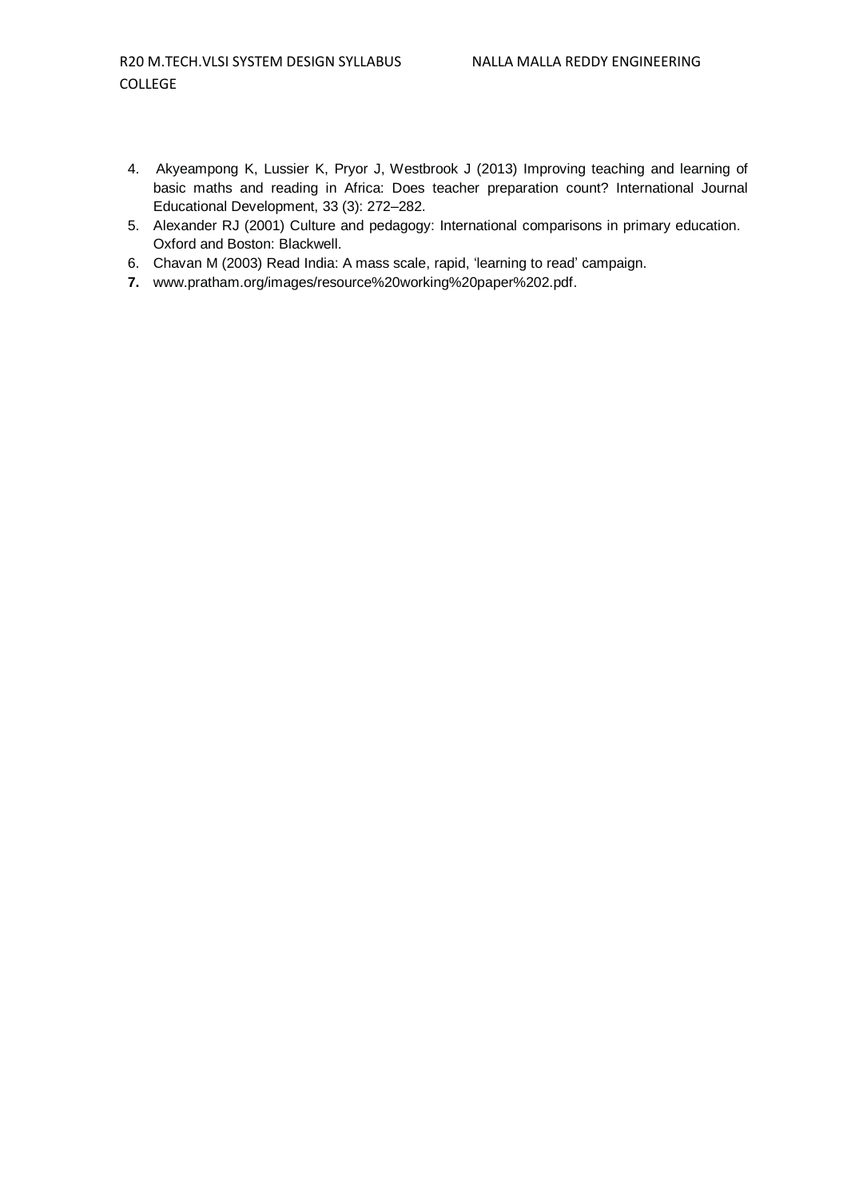4. Akyeampong K, Lussier K, Pryor J, Westbrook J (2013) Improving teaching and learning of basic maths and reading in Africa: Does teacher preparation count? International Journal Educational Development, 33 (3): 272–282.
5. Alexander RJ (2001) Culture and pedagogy: International comparisons in primary education. Oxford and Boston: Blackwell.
6. Chavan M (2003) Read India: A mass scale, rapid, 'learning to read' campaign.
7. www.pratham.org/images/resource%20working%20paper%202.pdf.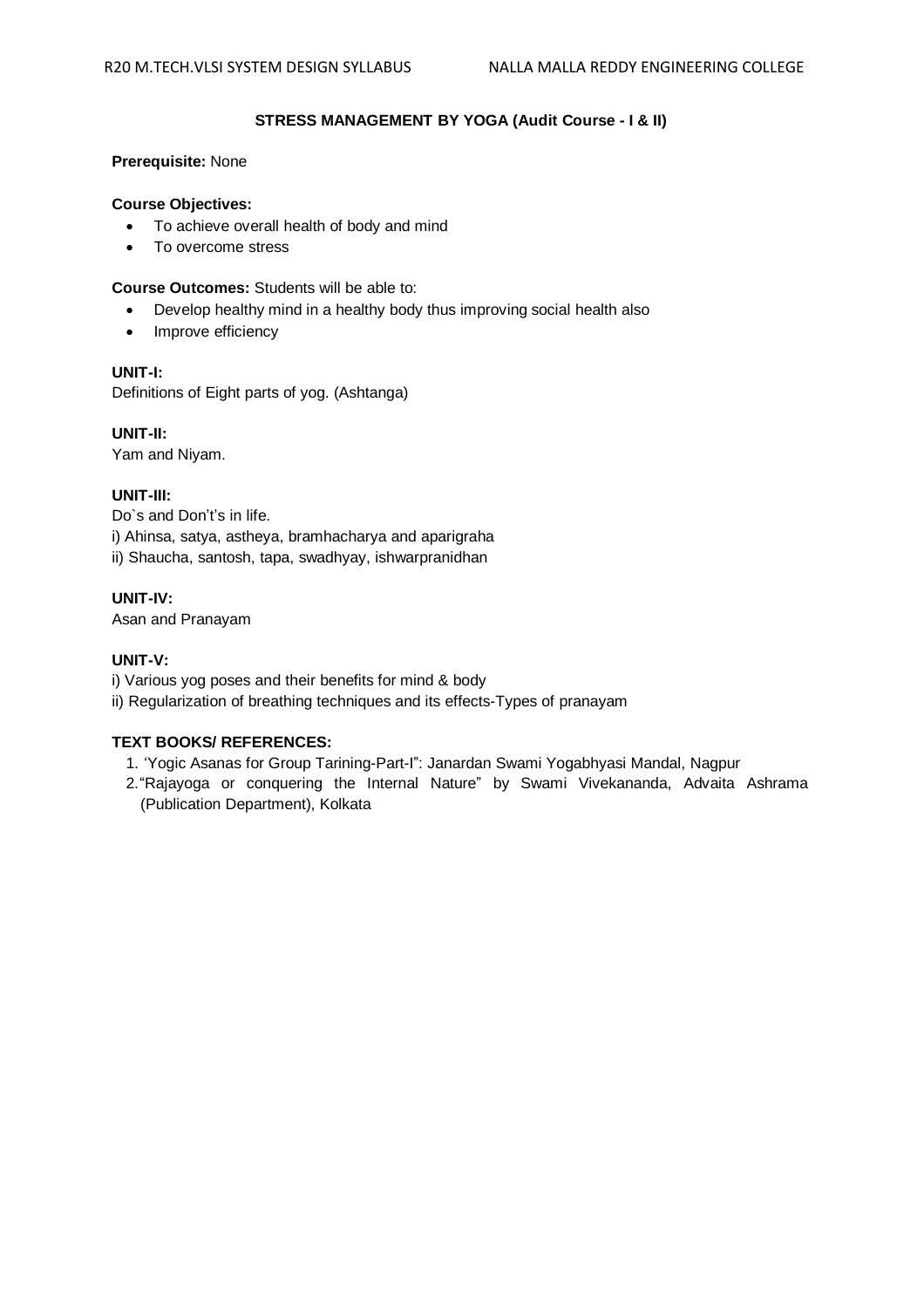## STRESS MANAGEMENT BY YOGA (Audit Course - I & II)

**Prerequisite:** None

**Course Objectives:**

- To achieve overall health of body and mind
- To overcome stress

**Course Outcomes:** Students will be able to:

- Develop healthy mind in a healthy body thus improving social health also
- Improve efficiency

**UNIT-I:**
Definitions of Eight parts of yog. (Ashtanga)

**UNIT-II:**
Yam and Niyam.

**UNIT-III:**
Do`s and Don't's in life.
i) Ahinsa, satya, astheya, bramhacharya and aparigraha
ii) Shaucha, santosh, tapa, swadhyay, ishwarpranidhan

**UNIT-IV:**
Asan and Pranayam

**UNIT-V:**
i) Various yog poses and their benefits for mind & body
ii) Regularization of breathing techniques and its effects-Types of pranayam

**TEXT BOOKS/ REFERENCES:**

1. 'Yogic Asanas for Group Tarining-Part-I": Janardan Swami Yogabhyasi Mandal, Nagpur
2. "Rajayoga or conquering the Internal Nature" by Swami Vivekananda, Advaita Ashrama (Publication Department), Kolkata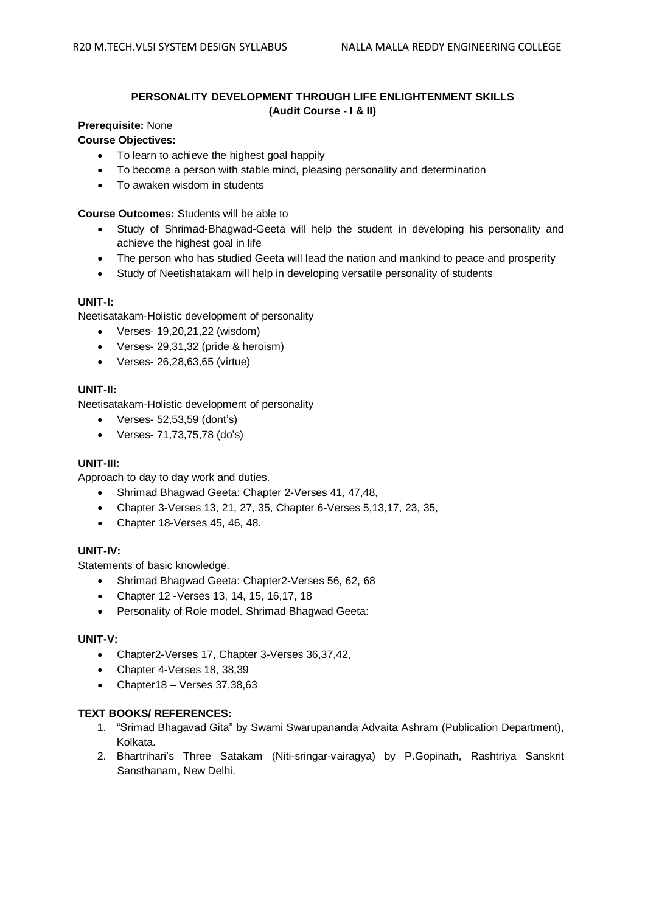## PERSONALITY DEVELOPMENT THROUGH LIFE ENLIGHTENMENT SKILLS
**(Audit Course - I & II)**

**Prerequisite:** None

**Course Objectives:**

- To learn to achieve the highest goal happily
- To become a person with stable mind, pleasing personality and determination
- To awaken wisdom in students

**Course Outcomes:** Students will be able to

- Study of Shrimad-Bhagwad-Geeta will help the student in developing his personality and achieve the highest goal in life
- The person who has studied Geeta will lead the nation and mankind to peace and prosperity
- Study of Neetishatakam will help in developing versatile personality of students

**UNIT-I:**

Neetisatakam-Holistic development of personality

- Verses- 19,20,21,22 (wisdom)
- Verses- 29,31,32 (pride & heroism)
- Verses- 26,28,63,65 (virtue)

**UNIT-II:**

Neetisatakam-Holistic development of personality

- Verses- 52,53,59 (dont's)
- Verses- 71,73,75,78 (do's)

**UNIT-III:**

Approach to day to day work and duties.

- Shrimad Bhagwad Geeta: Chapter 2-Verses 41, 47,48,
- Chapter 3-Verses 13, 21, 27, 35, Chapter 6-Verses 5,13,17, 23, 35,
- Chapter 18-Verses 45, 46, 48.

**UNIT-IV:**

Statements of basic knowledge.

- Shrimad Bhagwad Geeta: Chapter2-Verses 56, 62, 68
- Chapter 12 -Verses 13, 14, 15, 16,17, 18
- Personality of Role model. Shrimad Bhagwad Geeta:

**UNIT-V:**

- Chapter2-Verses 17, Chapter 3-Verses 36,37,42,
- Chapter 4-Verses 18, 38,39
- Chapter18 – Verses 37,38,63

**TEXT BOOKS/ REFERENCES:**

1. "Srimad Bhagavad Gita" by Swami Swarupananda Advaita Ashram (Publication Department), Kolkata.
2. Bhartrihari's Three Satakam (Niti-sringar-vairagya) by P.Gopinath, Rashtriya Sanskrit Sansthanam, New Delhi.